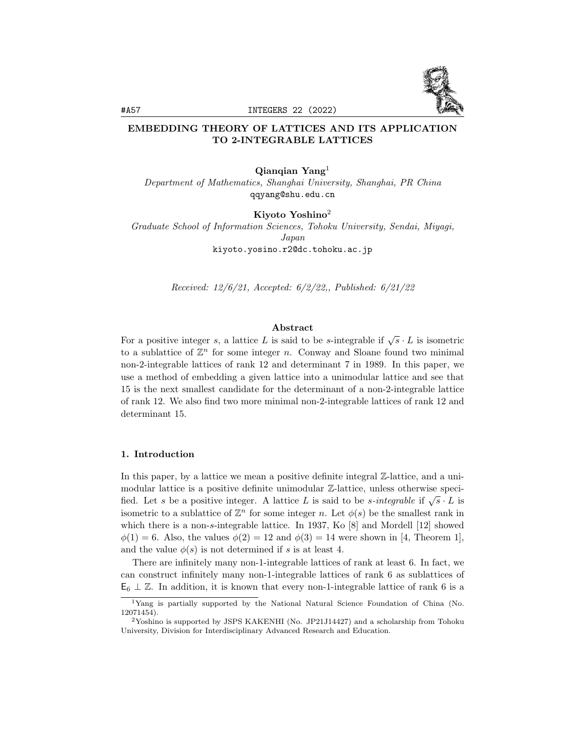# EMBEDDING THEORY OF LATTICES AND ITS APPLICATION TO 2-INTEGRABLE LATTICES

**Qianqian Yang**[1]
*Department of Mathematics, Shanghai University, Shanghai, PR China*
qqyang@shu.edu.cn

**Kiyoto Yoshino**[2]
*Graduate School of Information Sciences, Tohoku University, Sendai, Miyagi, Japan*
kiyoto.yosino.r2@dc.tohoku.ac.jp

*Received: 12/6/21, Accepted: 6/2/22,, Published: 6/21/22*

### Abstract

For a positive integer $s$, a lattice $L$ is said to be $s$-integrable if $\sqrt{s} \cdot L$ is isometric to a sublattice of $\mathbb{Z}^n$ for some integer $n$. Conway and Sloane found two minimal non-2-integrable lattices of rank 12 and determinant 7 in 1989. In this paper, we use a method of embedding a given lattice into a unimodular lattice and see that 15 is the next smallest candidate for the determinant of a non-2-integrable lattice of rank 12. We also find two more minimal non-2-integrable lattices of rank 12 and determinant 15.

## 1. Introduction

In this paper, by a lattice we mean a positive definite integral $\mathbb{Z}$-lattice, and a unimodular lattice is a positive definite unimodular $\mathbb{Z}$-lattice, unless otherwise specified. Let $s$ be a positive integer. A lattice $L$ is said to be *$s$-integrable* if $\sqrt{s} \cdot L$ is isometric to a sublattice of $\mathbb{Z}^n$ for some integer $n$. Let $\phi(s)$ be the smallest rank in which there is a non-$s$-integrable lattice. In 1937, Ko [8] and Mordell [12] showed $\phi(1) = 6$. Also, the values $\phi(2) = 12$ and $\phi(3) = 14$ were shown in [4, Theorem 1], and the value $\phi(s)$ is not determined if $s$ is at least 4.

There are infinitely many non-1-integrable lattices of rank at least 6. In fact, we can construct infinitely many non-1-integrable lattices of rank 6 as sublattices of $\mathsf{E}_6 \perp \mathbb{Z}$. In addition, it is known that every non-1-integrable lattice of rank 6 is a

---

[1] Yang is partially supported by the National Natural Science Foundation of China (No. 12071454).

[2] Yoshino is supported by JSPS KAKENHI (No. JP21J14427) and a scholarship from Tohoku University, Division for Interdisciplinary Advanced Research and Education.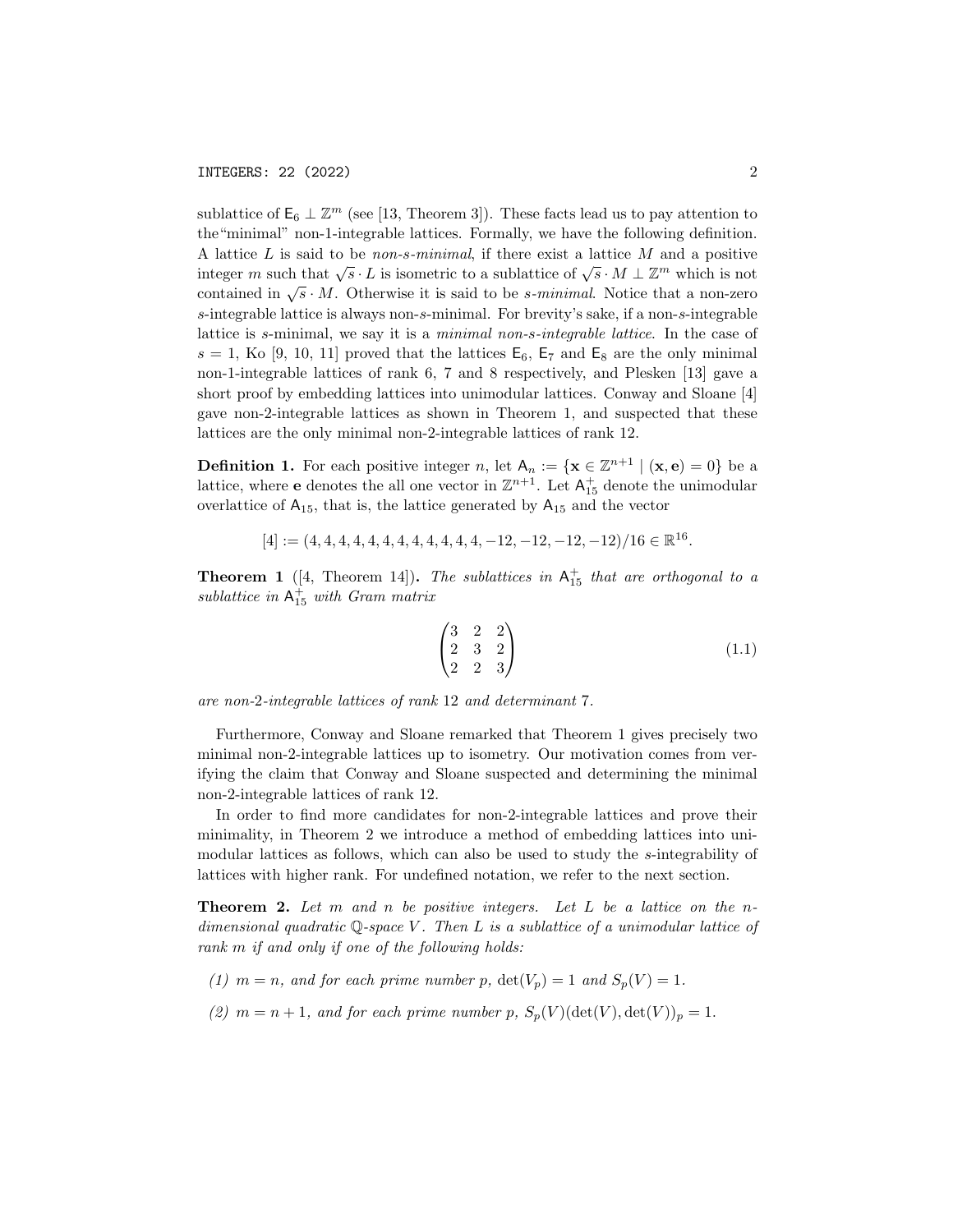sublattice of $\mathsf{E}_6 \perp \mathbb{Z}^m$ (see [13, Theorem 3]). These facts lead us to pay attention to the "minimal" non-1-integrable lattices. Formally, we have the following definition. A lattice $L$ is said to be *non-s-minimal*, if there exist a lattice $M$ and a positive integer $m$ such that $\sqrt{s} \cdot L$ is isometric to a sublattice of $\sqrt{s} \cdot M \perp \mathbb{Z}^m$ which is not contained in $\sqrt{s} \cdot M$. Otherwise it is said to be *s-minimal*. Notice that a non-zero $s$-integrable lattice is always non-$s$-minimal. For brevity's sake, if a non-$s$-integrable lattice is $s$-minimal, we say it is a *minimal non-s-integrable lattice*. In the case of $s = 1$, Ko [9, 10, 11] proved that the lattices $\mathsf{E}_6$, $\mathsf{E}_7$ and $\mathsf{E}_8$ are the only minimal non-1-integrable lattices of rank 6, 7 and 8 respectively, and Plesken [13] gave a short proof by embedding lattices into unimodular lattices. Conway and Sloane [4] gave non-2-integrable lattices as shown in Theorem 1, and suspected that these lattices are the only minimal non-2-integrable lattices of rank 12.

**Definition 1.** For each positive integer $n$, let $\mathsf{A}_n := \{\mathbf{x} \in \mathbb{Z}^{n+1} \mid (\mathbf{x}, \mathbf{e}) = 0\}$ be a lattice, where $\mathbf{e}$ denotes the all one vector in $\mathbb{Z}^{n+1}$. Let $\mathsf{A}_{15}^{+}$ denote the unimodular overlattice of $\mathsf{A}_{15}$, that is, the lattice generated by $\mathsf{A}_{15}$ and the vector

$$[4] := (4, 4, 4, 4, 4, 4, 4, 4, 4, 4, 4, 4, -12, -12, -12, -12)/16 \in \mathbb{R}^{16}.$$

**Theorem 1** ([4, Theorem 14])**.** *The sublattices in $\mathsf{A}_{15}^{+}$ that are orthogonal to a sublattice in $\mathsf{A}_{15}^{+}$ with Gram matrix*

$$\begin{pmatrix} 3 & 2 & 2 \\ 2 & 3 & 2 \\ 2 & 2 & 3 \end{pmatrix} \tag{1.1}$$

*are non-2-integrable lattices of rank 12 and determinant 7.*

Furthermore, Conway and Sloane remarked that Theorem 1 gives precisely two minimal non-2-integrable lattices up to isometry. Our motivation comes from verifying the claim that Conway and Sloane suspected and determining the minimal non-2-integrable lattices of rank 12.

In order to find more candidates for non-2-integrable lattices and prove their minimality, in Theorem 2 we introduce a method of embedding lattices into unimodular lattices as follows, which can also be used to study the $s$-integrability of lattices with higher rank. For undefined notation, we refer to the next section.

**Theorem 2.** *Let $m$ and $n$ be positive integers. Let $L$ be a lattice on the $n$-dimensional quadratic $\mathbb{Q}$-space $V$. Then $L$ is a sublattice of a unimodular lattice of rank $m$ if and only if one of the following holds:*

1. *$m = n$, and for each prime number $p$, $\det(V_p) = 1$ and $S_p(V) = 1$.*
2. *$m = n + 1$, and for each prime number $p$, $S_p(V)(\det(V), \det(V))_p = 1$.*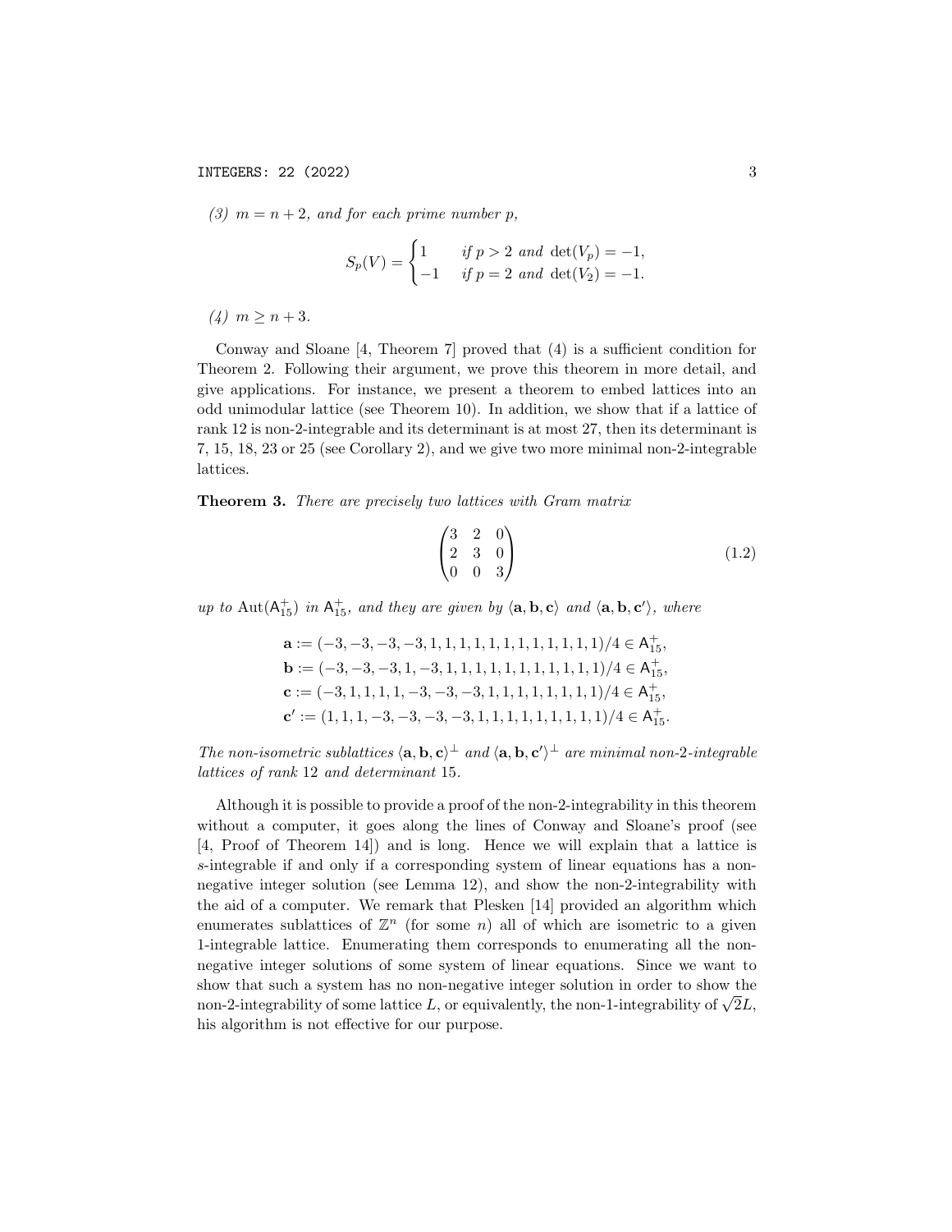*(3) $m = n+2$, and for each prime number $p$,*

$$S_p(V) = \begin{cases} 1 & \text{if } p > 2 \text{ and } \det(V_p) = -1, \\ -1 & \text{if } p = 2 \text{ and } \det(V_2) = -1. \end{cases}$$

*(4) $m \geq n+3$.*

Conway and Sloane [4, Theorem 7] proved that (4) is a sufficient condition for Theorem 2. Following their argument, we prove this theorem in more detail, and give applications. For instance, we present a theorem to embed lattices into an odd unimodular lattice (see Theorem 10). In addition, we show that if a lattice of rank 12 is non-2-integrable and its determinant is at most 27, then its determinant is 7, 15, 18, 23 or 25 (see Corollary 2), and we give two more minimal non-2-integrable lattices.

**Theorem 3.** *There are precisely two lattices with Gram matrix*

$$\begin{pmatrix} 3 & 2 & 0 \\ 2 & 3 & 0 \\ 0 & 0 & 3 \end{pmatrix} \tag{1.2}$$

*up to $\mathrm{Aut}(\mathsf{A}_{15}^+)$ in $\mathsf{A}_{15}^+$, and they are given by $\langle \mathbf{a}, \mathbf{b}, \mathbf{c} \rangle$ and $\langle \mathbf{a}, \mathbf{b}, \mathbf{c}' \rangle$, where*

$$\begin{aligned}
\mathbf{a} &:= (-3,-3,-3,-3,1,1,1,1,1,1,1,1,1,1,1,1)/4 \in \mathsf{A}_{15}^+, \\
\mathbf{b} &:= (-3,-3,-3,1,-3,1,1,1,1,1,1,1,1,1,1,1)/4 \in \mathsf{A}_{15}^+, \\
\mathbf{c} &:= (-3,1,1,1,1,-3,-3,-3,1,1,1,1,1,1,1,1)/4 \in \mathsf{A}_{15}^+, \\
\mathbf{c}' &:= (1,1,1,-3,-3,-3,-3,1,1,1,1,1,1,1,1,1)/4 \in \mathsf{A}_{15}^+.
\end{aligned}$$

*The non-isometric sublattices $\langle \mathbf{a}, \mathbf{b}, \mathbf{c} \rangle^\perp$ and $\langle \mathbf{a}, \mathbf{b}, \mathbf{c}' \rangle^\perp$ are minimal non-2-integrable lattices of rank 12 and determinant 15.*

Although it is possible to provide a proof of the non-2-integrability in this theorem without a computer, it goes along the lines of Conway and Sloane's proof (see [4, Proof of Theorem 14]) and is long. Hence we will explain that a lattice is $s$-integrable if and only if a corresponding system of linear equations has a non-negative integer solution (see Lemma 12), and show the non-2-integrability with the aid of a computer. We remark that Plesken [14] provided an algorithm which enumerates sublattices of $\mathbb{Z}^n$ (for some $n$) all of which are isometric to a given 1-integrable lattice. Enumerating them corresponds to enumerating all the non-negative integer solutions of some system of linear equations. Since we want to show that such a system has no non-negative integer solution in order to show the non-2-integrability of some lattice $L$, or equivalently, the non-1-integrability of $\sqrt{2}L$, his algorithm is not effective for our purpose.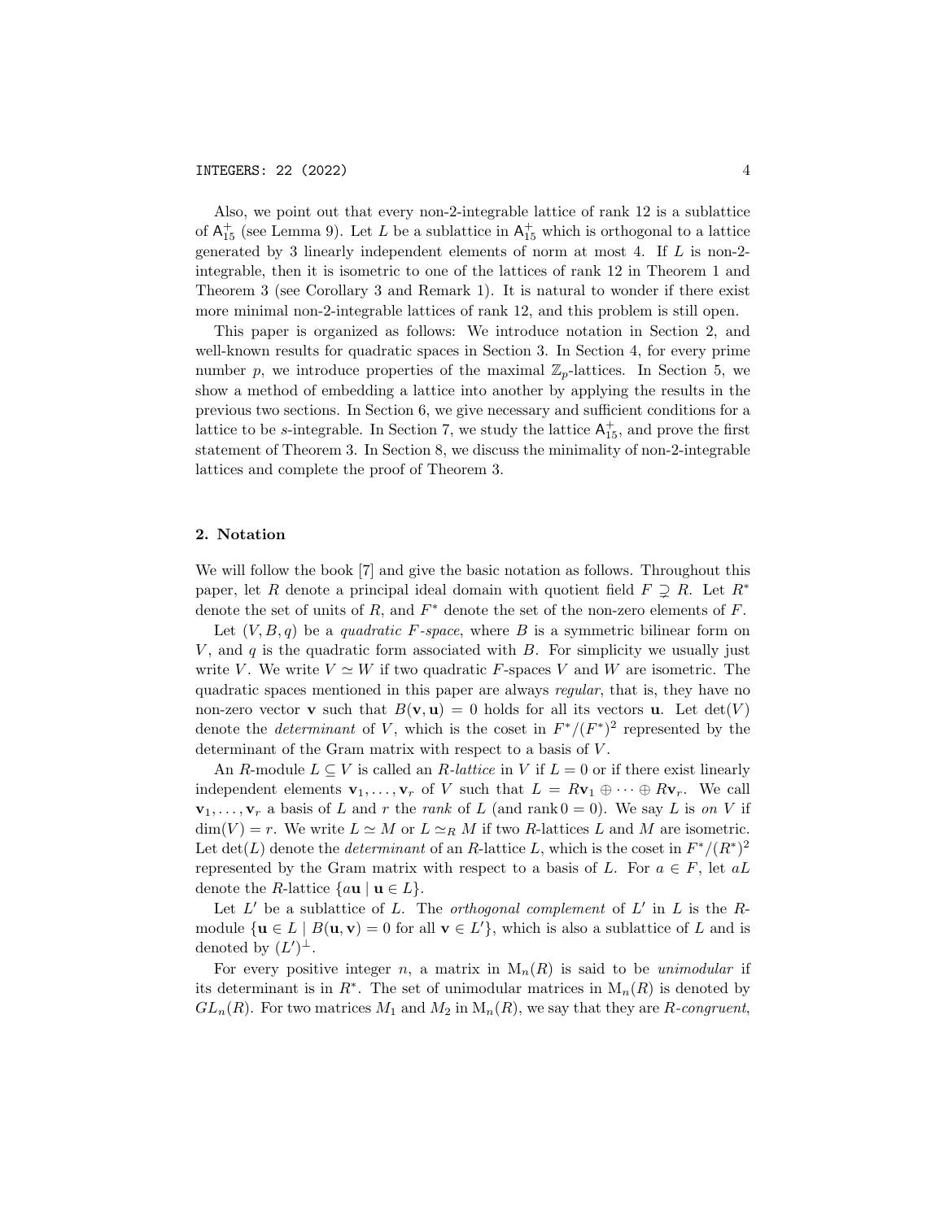Also, we point out that every non-2-integrable lattice of rank 12 is a sublattice of $\mathsf{A}_{15}^{+}$ (see Lemma 9). Let $L$ be a sublattice in $\mathsf{A}_{15}^{+}$ which is orthogonal to a lattice generated by 3 linearly independent elements of norm at most 4. If $L$ is non-2-integrable, then it is isometric to one of the lattices of rank 12 in Theorem 1 and Theorem 3 (see Corollary 3 and Remark 1). It is natural to wonder if there exist more minimal non-2-integrable lattices of rank 12, and this problem is still open.

This paper is organized as follows: We introduce notation in Section 2, and well-known results for quadratic spaces in Section 3. In Section 4, for every prime number $p$, we introduce properties of the maximal $\mathbb{Z}_p$-lattices. In Section 5, we show a method of embedding a lattice into another by applying the results in the previous two sections. In Section 6, we give necessary and sufficient conditions for a lattice to be $s$-integrable. In Section 7, we study the lattice $\mathsf{A}_{15}^{+}$, and prove the first statement of Theorem 3. In Section 8, we discuss the minimality of non-2-integrable lattices and complete the proof of Theorem 3.

## 2. Notation

We will follow the book [7] and give the basic notation as follows. Throughout this paper, let $R$ denote a principal ideal domain with quotient field $F \supsetneq R$. Let $R^*$ denote the set of units of $R$, and $F^*$ denote the set of the non-zero elements of $F$.

Let $(V, B, q)$ be a *quadratic $F$-space*, where $B$ is a symmetric bilinear form on $V$, and $q$ is the quadratic form associated with $B$. For simplicity we usually just write $V$. We write $V \simeq W$ if two quadratic $F$-spaces $V$ and $W$ are isometric. The quadratic spaces mentioned in this paper are always *regular*, that is, they have no non-zero vector $\mathbf{v}$ such that $B(\mathbf{v}, \mathbf{u}) = 0$ holds for all its vectors $\mathbf{u}$. Let $\det(V)$ denote the *determinant* of $V$, which is the coset in $F^*/(F^*)^2$ represented by the determinant of the Gram matrix with respect to a basis of $V$.

An $R$-module $L \subseteq V$ is called an *$R$-lattice* in $V$ if $L = 0$ or if there exist linearly independent elements $\mathbf{v}_1, \ldots, \mathbf{v}_r$ of $V$ such that $L = R\mathbf{v}_1 \oplus \cdots \oplus R\mathbf{v}_r$. We call $\mathbf{v}_1, \ldots, \mathbf{v}_r$ a basis of $L$ and $r$ the *rank* of $L$ (and $\operatorname{rank} 0 = 0$). We say $L$ is *on* $V$ if $\dim(V) = r$. We write $L \simeq M$ or $L \simeq_R M$ if two $R$-lattices $L$ and $M$ are isometric. Let $\det(L)$ denote the *determinant* of an $R$-lattice $L$, which is the coset in $F^*/(R^*)^2$ represented by the Gram matrix with respect to a basis of $L$. For $a \in F$, let $aL$ denote the $R$-lattice $\{a\mathbf{u} \mid \mathbf{u} \in L\}$.

Let $L'$ be a sublattice of $L$. The *orthogonal complement* of $L'$ in $L$ is the $R$-module $\{\mathbf{u} \in L \mid B(\mathbf{u}, \mathbf{v}) = 0 \text{ for all } \mathbf{v} \in L'\}$, which is also a sublattice of $L$ and is denoted by $(L')^{\perp}$.

For every positive integer $n$, a matrix in $\mathrm{M}_n(R)$ is said to be *unimodular* if its determinant is in $R^*$. The set of unimodular matrices in $\mathrm{M}_n(R)$ is denoted by $GL_n(R)$. For two matrices $M_1$ and $M_2$ in $\mathrm{M}_n(R)$, we say that they are *$R$-congruent*,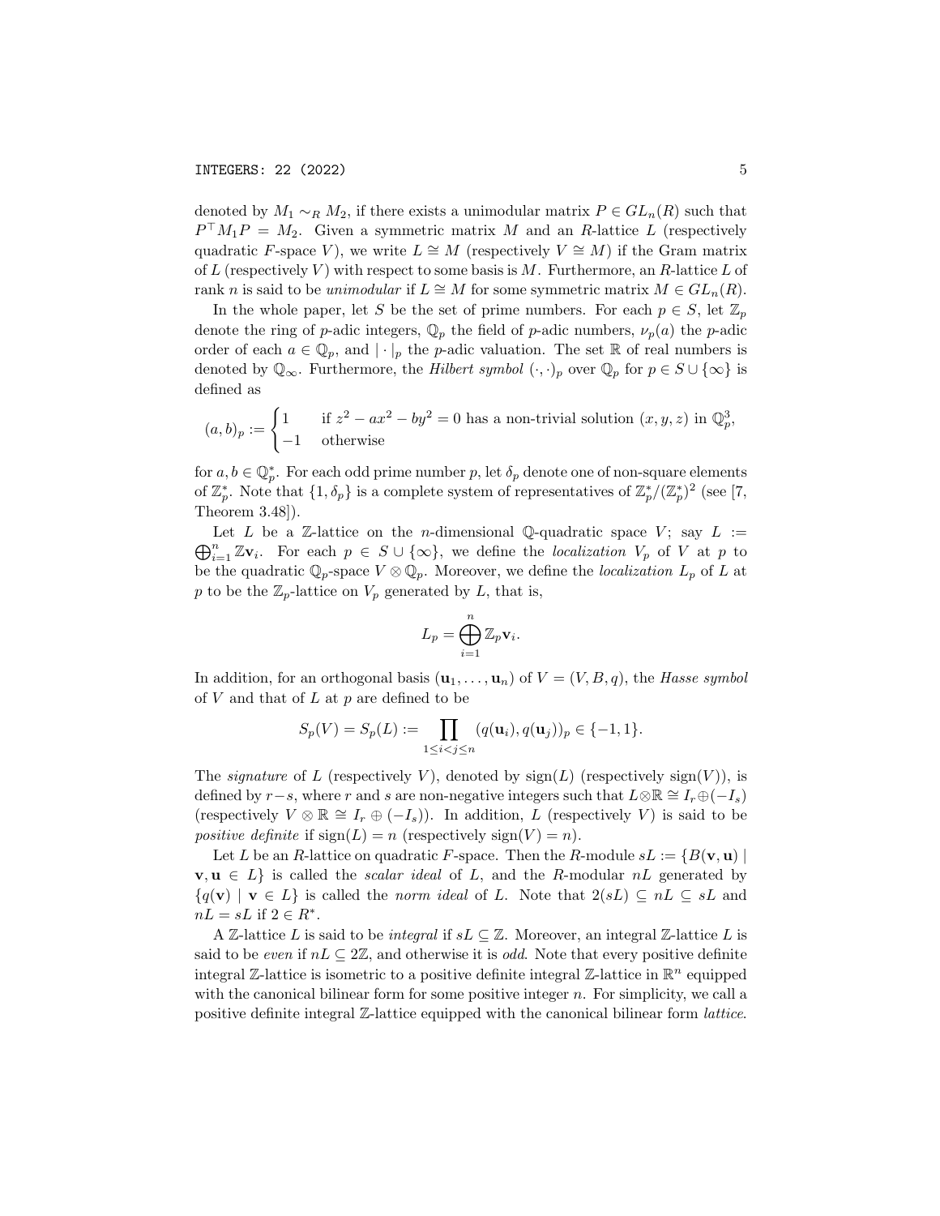denoted by $M_1 \sim_R M_2$, if there exists a unimodular matrix $P \in GL_n(R)$ such that $P^\top M_1 P = M_2$. Given a symmetric matrix $M$ and an $R$-lattice $L$ (respectively quadratic $F$-space $V$), we write $L \cong M$ (respectively $V \cong M$) if the Gram matrix of $L$ (respectively $V$) with respect to some basis is $M$. Furthermore, an $R$-lattice $L$ of rank $n$ is said to be *unimodular* if $L \cong M$ for some symmetric matrix $M \in GL_n(R)$.

In the whole paper, let $S$ be the set of prime numbers. For each $p \in S$, let $\mathbb{Z}_p$ denote the ring of $p$-adic integers, $\mathbb{Q}_p$ the field of $p$-adic numbers, $\nu_p(a)$ the $p$-adic order of each $a \in \mathbb{Q}_p$, and $|\cdot|_p$ the $p$-adic valuation. The set $\mathbb{R}$ of real numbers is denoted by $\mathbb{Q}_\infty$. Furthermore, the *Hilbert symbol* $(\cdot,\cdot)_p$ over $\mathbb{Q}_p$ for $p \in S \cup \{\infty\}$ is defined as

$$(a,b)_p := \begin{cases} 1 & \text{if } z^2 - ax^2 - by^2 = 0 \text{ has a non-trivial solution } (x,y,z) \text{ in } \mathbb{Q}_p^3, \\ -1 & \text{otherwise} \end{cases}$$

for $a, b \in \mathbb{Q}_p^*$. For each odd prime number $p$, let $\delta_p$ denote one of non-square elements of $\mathbb{Z}_p^*$. Note that $\{1, \delta_p\}$ is a complete system of representatives of $\mathbb{Z}_p^*/(\mathbb{Z}_p^*)^2$ (see [7, Theorem 3.48]).

Let $L$ be a $\mathbb{Z}$-lattice on the $n$-dimensional $\mathbb{Q}$-quadratic space $V$; say $L := \bigoplus_{i=1}^n \mathbb{Z}\mathbf{v}_i$. For each $p \in S \cup \{\infty\}$, we define the *localization* $V_p$ of $V$ at $p$ to be the quadratic $\mathbb{Q}_p$-space $V \otimes \mathbb{Q}_p$. Moreover, we define the *localization* $L_p$ of $L$ at $p$ to be the $\mathbb{Z}_p$-lattice on $V_p$ generated by $L$, that is,

$$L_p = \bigoplus_{i=1}^n \mathbb{Z}_p \mathbf{v}_i.$$

In addition, for an orthogonal basis $(\mathbf{u}_1, \ldots, \mathbf{u}_n)$ of $V = (V, B, q)$, the *Hasse symbol* of $V$ and that of $L$ at $p$ are defined to be

$$S_p(V) = S_p(L) := \prod_{1 \le i < j \le n} (q(\mathbf{u}_i), q(\mathbf{u}_j))_p \in \{-1, 1\}.$$

The *signature* of $L$ (respectively $V$), denoted by $\operatorname{sign}(L)$ (respectively $\operatorname{sign}(V)$), is defined by $r-s$, where $r$ and $s$ are non-negative integers such that $L \otimes \mathbb{R} \cong I_r \oplus (-I_s)$ (respectively $V \otimes \mathbb{R} \cong I_r \oplus (-I_s)$). In addition, $L$ (respectively $V$) is said to be *positive definite* if $\operatorname{sign}(L) = n$ (respectively $\operatorname{sign}(V) = n$).

Let $L$ be an $R$-lattice on quadratic $F$-space. Then the $R$-module $sL := \{B(\mathbf{v}, \mathbf{u}) \mid \mathbf{v}, \mathbf{u} \in L\}$ is called the *scalar ideal* of $L$, and the $R$-modular $nL$ generated by $\{q(\mathbf{v}) \mid \mathbf{v} \in L\}$ is called the *norm ideal* of $L$. Note that $2(sL) \subseteq nL \subseteq sL$ and $nL = sL$ if $2 \in R^*$.

A $\mathbb{Z}$-lattice $L$ is said to be *integral* if $sL \subseteq \mathbb{Z}$. Moreover, an integral $\mathbb{Z}$-lattice $L$ is said to be *even* if $nL \subseteq 2\mathbb{Z}$, and otherwise it is *odd*. Note that every positive definite integral $\mathbb{Z}$-lattice is isometric to a positive definite integral $\mathbb{Z}$-lattice in $\mathbb{R}^n$ equipped with the canonical bilinear form for some positive integer $n$. For simplicity, we call a positive definite integral $\mathbb{Z}$-lattice equipped with the canonical bilinear form *lattice*.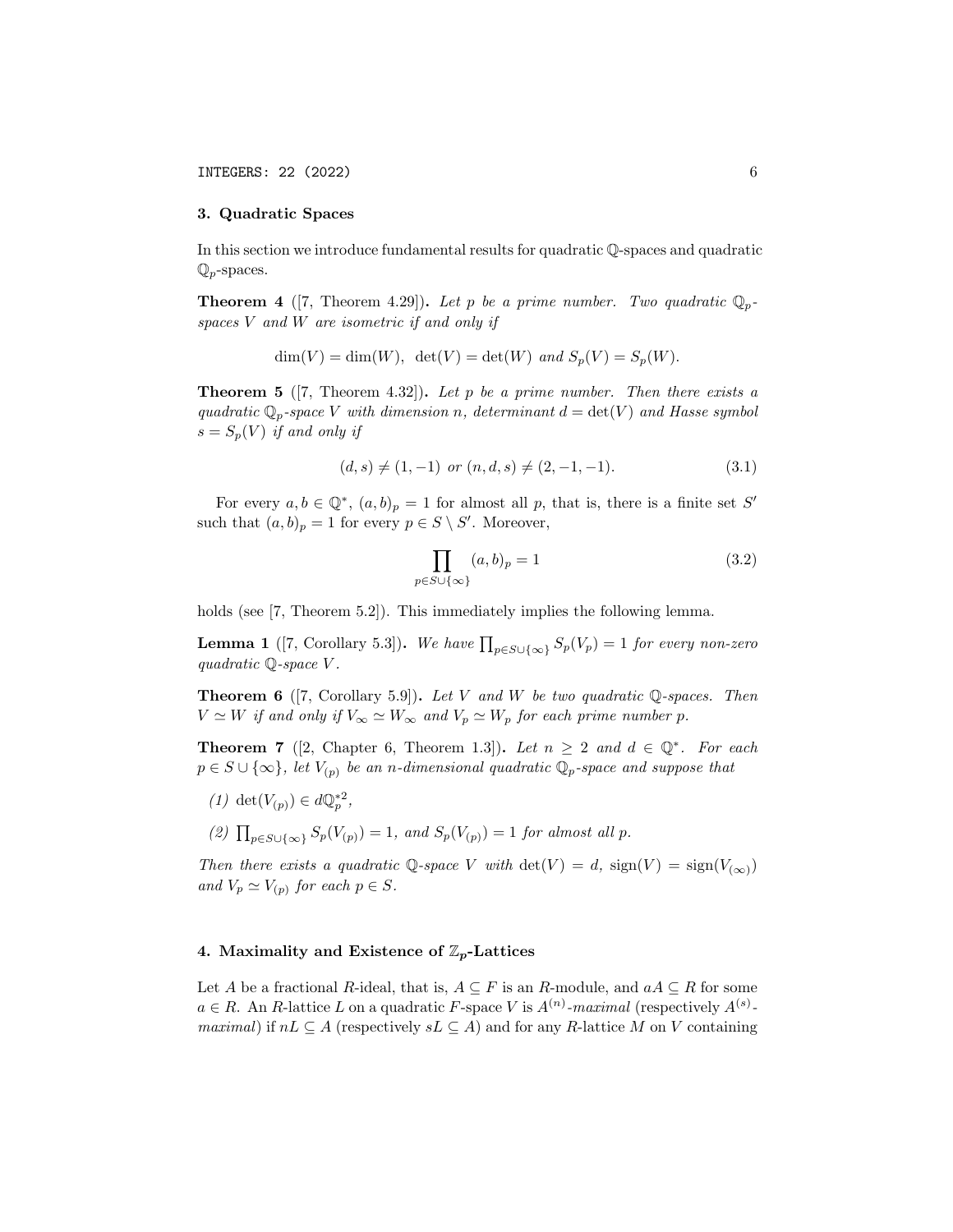### 3. Quadratic Spaces

In this section we introduce fundamental results for quadratic $\mathbb{Q}$-spaces and quadratic $\mathbb{Q}_p$-spaces.

**Theorem 4** ([7, Theorem 4.29]). *Let $p$ be a prime number. Two quadratic $\mathbb{Q}_p$-spaces $V$ and $W$ are isometric if and only if*

$$\dim(V) = \dim(W),\ \det(V) = \det(W) \text{ and } S_p(V) = S_p(W).$$

**Theorem 5** ([7, Theorem 4.32]). *Let $p$ be a prime number. Then there exists a quadratic $\mathbb{Q}_p$-space $V$ with dimension $n$, determinant $d = \det(V)$ and Hasse symbol $s = S_p(V)$ if and only if*

$$(d, s) \neq (1, -1) \text{ or } (n, d, s) \neq (2, -1, -1). \tag{3.1}$$

For every $a, b \in \mathbb{Q}^*$, $(a, b)_p = 1$ for almost all $p$, that is, there is a finite set $S'$ such that $(a, b)_p = 1$ for every $p \in S \setminus S'$. Moreover,

$$\prod_{p \in S \cup \{\infty\}} (a, b)_p = 1 \tag{3.2}$$

holds (see [7, Theorem 5.2]). This immediately implies the following lemma.

**Lemma 1** ([7, Corollary 5.3]). *We have $\prod_{p \in S \cup \{\infty\}} S_p(V_p) = 1$ for every non-zero quadratic $\mathbb{Q}$-space $V$.*

**Theorem 6** ([7, Corollary 5.9]). *Let $V$ and $W$ be two quadratic $\mathbb{Q}$-spaces. Then $V \simeq W$ if and only if $V_\infty \simeq W_\infty$ and $V_p \simeq W_p$ for each prime number $p$.*

**Theorem 7** ([2, Chapter 6, Theorem 1.3]). *Let $n \geq 2$ and $d \in \mathbb{Q}^*$. For each $p \in S \cup \{\infty\}$, let $V_{(p)}$ be an $n$-dimensional quadratic $\mathbb{Q}_p$-space and suppose that*

*(1) $\det(V_{(p)}) \in d\mathbb{Q}_p^{*2}$,*

*(2) $\prod_{p \in S \cup \{\infty\}} S_p(V_{(p)}) = 1$, and $S_p(V_{(p)}) = 1$ for almost all $p$.*

*Then there exists a quadratic $\mathbb{Q}$-space $V$ with $\det(V) = d$, $\operatorname{sign}(V) = \operatorname{sign}(V_{(\infty)})$ and $V_p \simeq V_{(p)}$ for each $p \in S$.*

### 4. Maximality and Existence of $\mathbb{Z}_p$-Lattices

Let $A$ be a fractional $R$-ideal, that is, $A \subseteq F$ is an $R$-module, and $aA \subseteq R$ for some $a \in R$. An $R$-lattice $L$ on a quadratic $F$-space $V$ is $A^{(n)}$-*maximal* (respectively $A^{(s)}$-*maximal*) if $nL \subseteq A$ (respectively $sL \subseteq A$) and for any $R$-lattice $M$ on $V$ containing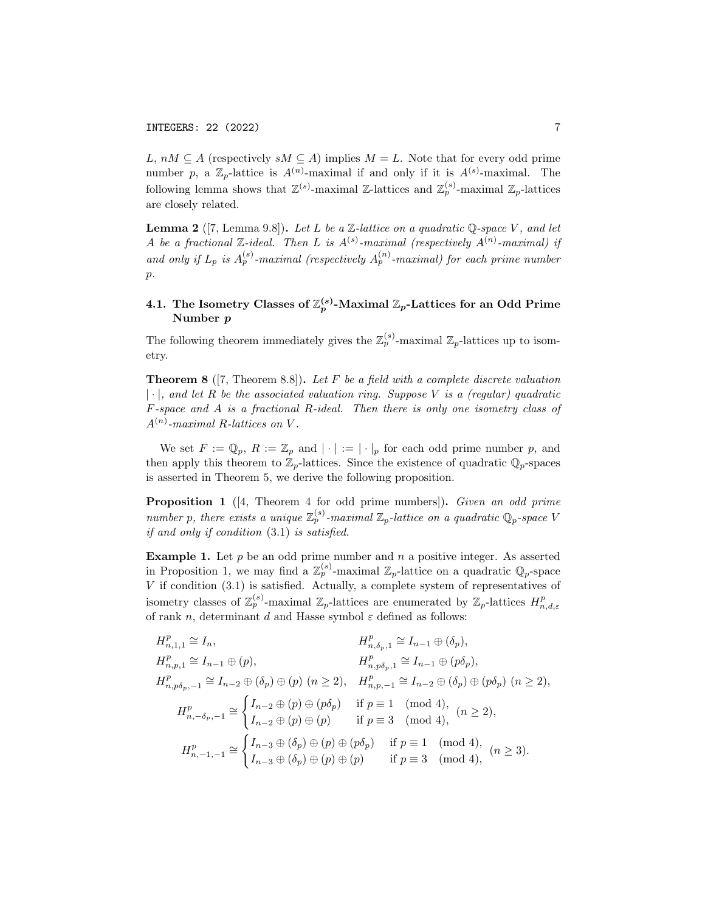$L$, $nM \subseteq A$ (respectively $sM \subseteq A$) implies $M = L$. Note that for every odd prime number $p$, a $\mathbb{Z}_p$-lattice is $A^{(n)}$-maximal if and only if it is $A^{(s)}$-maximal. The following lemma shows that $\mathbb{Z}^{(s)}$-maximal $\mathbb{Z}$-lattices and $\mathbb{Z}_p^{(s)}$-maximal $\mathbb{Z}_p$-lattices are closely related.

**Lemma 2** ([7, Lemma 9.8]). *Let $L$ be a $\mathbb{Z}$-lattice on a quadratic $\mathbb{Q}$-space $V$, and let $A$ be a fractional $\mathbb{Z}$-ideal. Then $L$ is $A^{(s)}$-maximal (respectively $A^{(n)}$-maximal) if and only if $L_p$ is $A_p^{(s)}$-maximal (respectively $A_p^{(n)}$-maximal) for each prime number $p$.*

### 4.1. The Isometry Classes of $\mathbb{Z}_p^{(s)}$-Maximal $\mathbb{Z}_p$-Lattices for an Odd Prime Number $p$

The following theorem immediately gives the $\mathbb{Z}_p^{(s)}$-maximal $\mathbb{Z}_p$-lattices up to isometry.

**Theorem 8** ([7, Theorem 8.8]). *Let $F$ be a field with a complete discrete valuation $|\cdot|$, and let $R$ be the associated valuation ring. Suppose $V$ is a (regular) quadratic $F$-space and $A$ is a fractional $R$-ideal. Then there is only one isometry class of $A^{(n)}$-maximal $R$-lattices on $V$.*

We set $F := \mathbb{Q}_p$, $R := \mathbb{Z}_p$ and $|\cdot| := |\cdot|_p$ for each odd prime number $p$, and then apply this theorem to $\mathbb{Z}_p$-lattices. Since the existence of quadratic $\mathbb{Q}_p$-spaces is asserted in Theorem 5, we derive the following proposition.

**Proposition 1** ([4, Theorem 4 for odd prime numbers]). *Given an odd prime number $p$, there exists a unique $\mathbb{Z}_p^{(s)}$-maximal $\mathbb{Z}_p$-lattice on a quadratic $\mathbb{Q}_p$-space $V$ if and only if condition (3.1) is satisfied.*

**Example 1.** Let $p$ be an odd prime number and $n$ a positive integer. As asserted in Proposition 1, we may find a $\mathbb{Z}_p^{(s)}$-maximal $\mathbb{Z}_p$-lattice on a quadratic $\mathbb{Q}_p$-space $V$ if condition (3.1) is satisfied. Actually, a complete system of representatives of isometry classes of $\mathbb{Z}_p^{(s)}$-maximal $\mathbb{Z}_p$-lattices are enumerated by $\mathbb{Z}_p$-lattices $H^p_{n,d,\varepsilon}$ of rank $n$, determinant $d$ and Hasse symbol $\varepsilon$ defined as follows:

$$H^p_{n,1,1} \cong I_n, \qquad H^p_{n,\delta_p,1} \cong I_{n-1} \oplus (\delta_p),$$

$$H^p_{n,p,1} \cong I_{n-1} \oplus (p), \qquad H^p_{n,p\delta_p,1} \cong I_{n-1} \oplus (p\delta_p),$$

$$H^p_{n,p\delta_p,-1} \cong I_{n-2} \oplus (\delta_p) \oplus (p) \ (n \geq 2), \quad H^p_{n,p,-1} \cong I_{n-2} \oplus (\delta_p) \oplus (p\delta_p) \ (n \geq 2),$$

$$H^p_{n,-\delta_p,-1} \cong \begin{cases} I_{n-2} \oplus (p) \oplus (p\delta_p) & \text{if } p \equiv 1 \pmod 4, \\ I_{n-2} \oplus (p) \oplus (p) & \text{if } p \equiv 3 \pmod 4, \end{cases} \ (n \geq 2),$$

$$H^p_{n,-1,-1} \cong \begin{cases} I_{n-3} \oplus (\delta_p) \oplus (p) \oplus (p\delta_p) & \text{if } p \equiv 1 \pmod 4, \\ I_{n-3} \oplus (\delta_p) \oplus (p) \oplus (p) & \text{if } p \equiv 3 \pmod 4, \end{cases} \ (n \geq 3).$$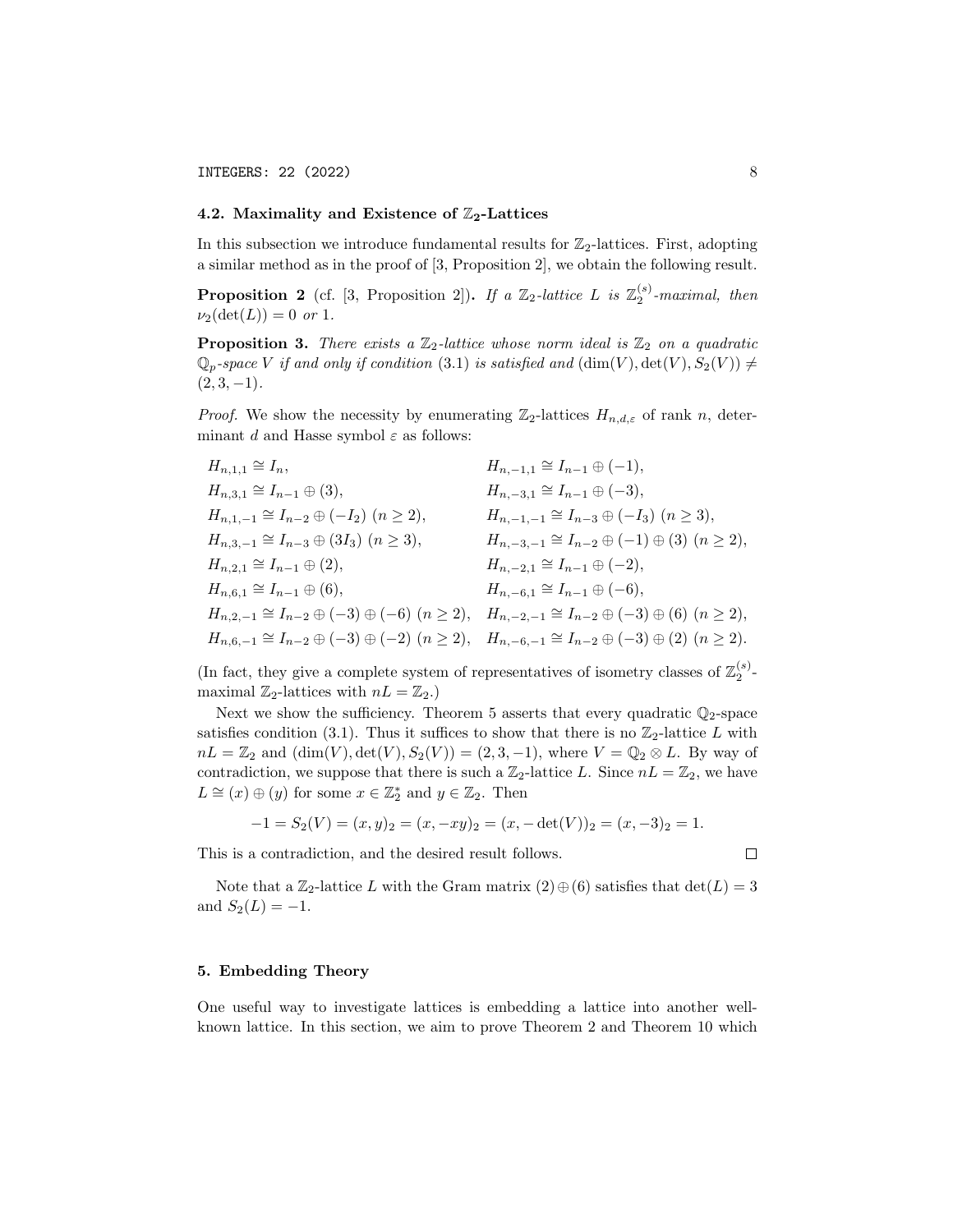### 4.2. Maximality and Existence of $\mathbb{Z}_2$-Lattices

In this subsection we introduce fundamental results for $\mathbb{Z}_2$-lattices. First, adopting a similar method as in the proof of [3, Proposition 2], we obtain the following result.

**Proposition 2** (cf. [3, Proposition 2])**.** *If a $\mathbb{Z}_2$-lattice $L$ is $\mathbb{Z}_2^{(s)}$-maximal, then $\nu_2(\det(L)) = 0$ or $1$.*

**Proposition 3.** *There exists a $\mathbb{Z}_2$-lattice whose norm ideal is $\mathbb{Z}_2$ on a quadratic $\mathbb{Q}_p$-space $V$ if and only if condition (3.1) is satisfied and $(\dim(V), \det(V), S_2(V)) \neq (2, 3, -1)$.*

*Proof.* We show the necessity by enumerating $\mathbb{Z}_2$-lattices $H_{n,d,\varepsilon}$ of rank $n$, determinant $d$ and Hasse symbol $\varepsilon$ as follows:

$$
\begin{array}{ll}
H_{n,1,1} \cong I_n, & H_{n,-1,1} \cong I_{n-1} \oplus (-1), \\
H_{n,3,1} \cong I_{n-1} \oplus (3), & H_{n,-3,1} \cong I_{n-1} \oplus (-3), \\
H_{n,1,-1} \cong I_{n-2} \oplus (-I_2) \ (n \geq 2), & H_{n,-1,-1} \cong I_{n-3} \oplus (-I_3) \ (n \geq 3), \\
H_{n,3,-1} \cong I_{n-3} \oplus (3I_3) \ (n \geq 3), & H_{n,-3,-1} \cong I_{n-2} \oplus (-1) \oplus (3) \ (n \geq 2), \\
H_{n,2,1} \cong I_{n-1} \oplus (2), & H_{n,-2,1} \cong I_{n-1} \oplus (-2), \\
H_{n,6,1} \cong I_{n-1} \oplus (6), & H_{n,-6,1} \cong I_{n-1} \oplus (-6), \\
H_{n,2,-1} \cong I_{n-2} \oplus (-3) \oplus (-6) \ (n \geq 2), & H_{n,-2,-1} \cong I_{n-2} \oplus (-3) \oplus (6) \ (n \geq 2), \\
H_{n,6,-1} \cong I_{n-2} \oplus (-3) \oplus (-2) \ (n \geq 2), & H_{n,-6,-1} \cong I_{n-2} \oplus (-3) \oplus (2) \ (n \geq 2).
\end{array}
$$

(In fact, they give a complete system of representatives of isometry classes of $\mathbb{Z}_2^{(s)}$-maximal $\mathbb{Z}_2$-lattices with $nL = \mathbb{Z}_2$.)

Next we show the sufficiency. Theorem 5 asserts that every quadratic $\mathbb{Q}_2$-space satisfies condition (3.1). Thus it suffices to show that there is no $\mathbb{Z}_2$-lattice $L$ with $nL = \mathbb{Z}_2$ and $(\dim(V), \det(V), S_2(V)) = (2, 3, -1)$, where $V = \mathbb{Q}_2 \otimes L$. By way of contradiction, we suppose that there is such a $\mathbb{Z}_2$-lattice $L$. Since $nL = \mathbb{Z}_2$, we have $L \cong (x) \oplus (y)$ for some $x \in \mathbb{Z}_2^*$ and $y \in \mathbb{Z}_2$. Then

$$
-1 = S_2(V) = (x, y)_2 = (x, -xy)_2 = (x, -\det(V))_2 = (x, -3)_2 = 1.
$$

This is a contradiction, and the desired result follows. $\square$

Note that a $\mathbb{Z}_2$-lattice $L$ with the Gram matrix $(2) \oplus (6)$ satisfies that $\det(L) = 3$ and $S_2(L) = -1$.

## 5. Embedding Theory

One useful way to investigate lattices is embedding a lattice into another well-known lattice. In this section, we aim to prove Theorem 2 and Theorem 10 which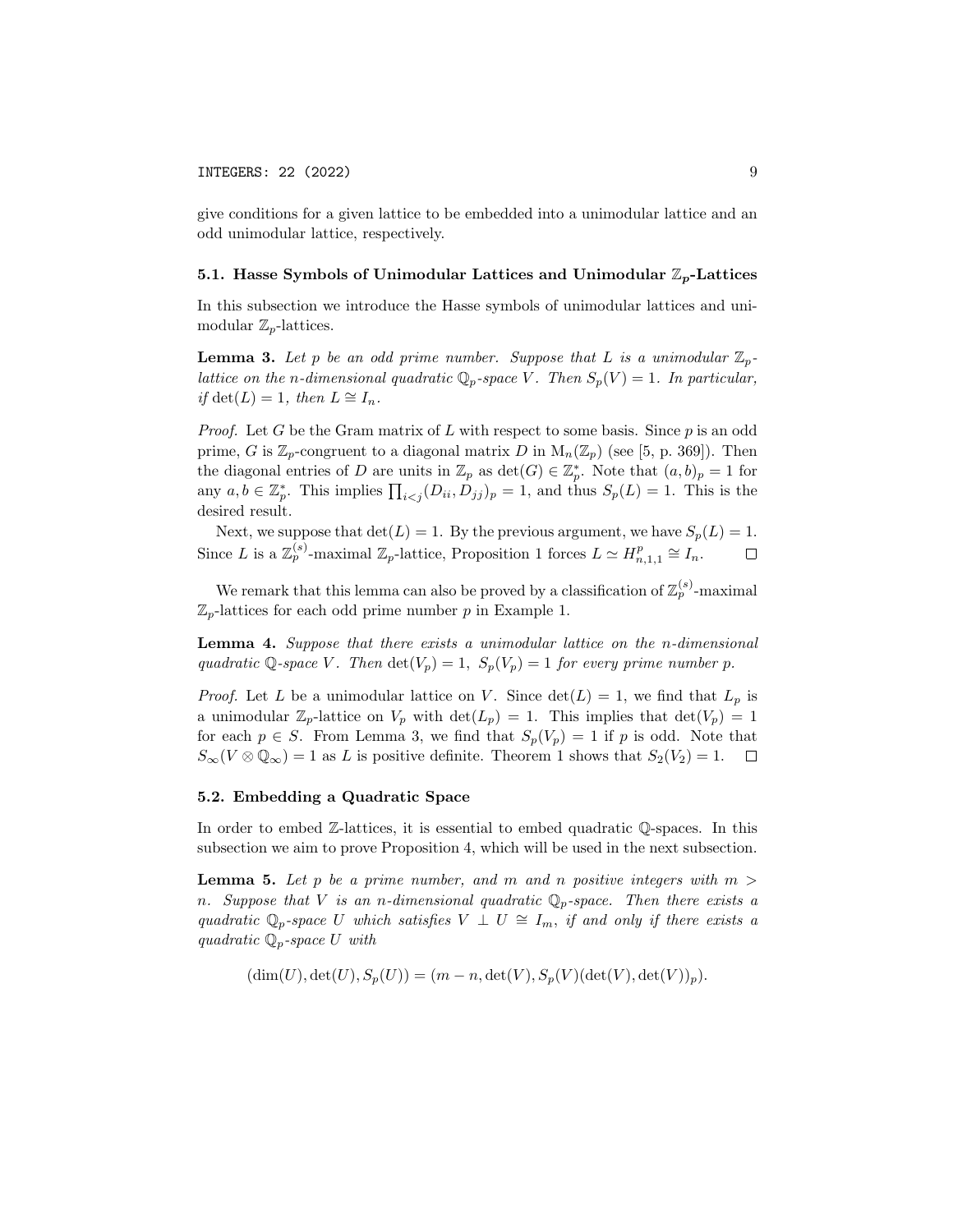give conditions for a given lattice to be embedded into a unimodular lattice and an odd unimodular lattice, respectively.

### 5.1. Hasse Symbols of Unimodular Lattices and Unimodular $\mathbb{Z}_p$-Lattices

In this subsection we introduce the Hasse symbols of unimodular lattices and unimodular $\mathbb{Z}_p$-lattices.

**Lemma 3.** *Let $p$ be an odd prime number. Suppose that $L$ is a unimodular $\mathbb{Z}_p$-lattice on the $n$-dimensional quadratic $\mathbb{Q}_p$-space $V$. Then $S_p(V) = 1$. In particular, if $\det(L) = 1$, then $L \cong I_n$.*

*Proof.* Let $G$ be the Gram matrix of $L$ with respect to some basis. Since $p$ is an odd prime, $G$ is $\mathbb{Z}_p$-congruent to a diagonal matrix $D$ in $\mathrm{M}_n(\mathbb{Z}_p)$ (see [5, p. 369]). Then the diagonal entries of $D$ are units in $\mathbb{Z}_p$ as $\det(G) \in \mathbb{Z}_p^*$. Note that $(a, b)_p = 1$ for any $a, b \in \mathbb{Z}_p^*$. This implies $\prod_{i<j}(D_{ii}, D_{jj})_p = 1$, and thus $S_p(L) = 1$. This is the desired result.

Next, we suppose that $\det(L) = 1$. By the previous argument, we have $S_p(L) = 1$. Since $L$ is a $\mathbb{Z}_p^{(s)}$-maximal $\mathbb{Z}_p$-lattice, Proposition 1 forces $L \simeq H^p_{n,1,1} \cong I_n$. $\square$

We remark that this lemma can also be proved by a classification of $\mathbb{Z}_p^{(s)}$-maximal $\mathbb{Z}_p$-lattices for each odd prime number $p$ in Example 1.

**Lemma 4.** *Suppose that there exists a unimodular lattice on the $n$-dimensional quadratic $\mathbb{Q}$-space $V$. Then $\det(V_p) = 1,\ S_p(V_p) = 1$ for every prime number $p$.*

*Proof.* Let $L$ be a unimodular lattice on $V$. Since $\det(L) = 1$, we find that $L_p$ is a unimodular $\mathbb{Z}_p$-lattice on $V_p$ with $\det(L_p) = 1$. This implies that $\det(V_p) = 1$ for each $p \in S$. From Lemma 3, we find that $S_p(V_p) = 1$ if $p$ is odd. Note that $S_\infty(V \otimes \mathbb{Q}_\infty) = 1$ as $L$ is positive definite. Theorem 1 shows that $S_2(V_2) = 1$. $\square$

### 5.2. Embedding a Quadratic Space

In order to embed $\mathbb{Z}$-lattices, it is essential to embed quadratic $\mathbb{Q}$-spaces. In this subsection we aim to prove Proposition 4, which will be used in the next subsection.

**Lemma 5.** *Let $p$ be a prime number, and $m$ and $n$ positive integers with $m > n$. Suppose that $V$ is an $n$-dimensional quadratic $\mathbb{Q}_p$-space. Then there exists a quadratic $\mathbb{Q}_p$-space $U$ which satisfies $V \perp U \cong I_m$, if and only if there exists a quadratic $\mathbb{Q}_p$-space $U$ with*

$$(\dim(U), \det(U), S_p(U)) = (m - n, \det(V), S_p(V)(\det(V), \det(V))_p).$$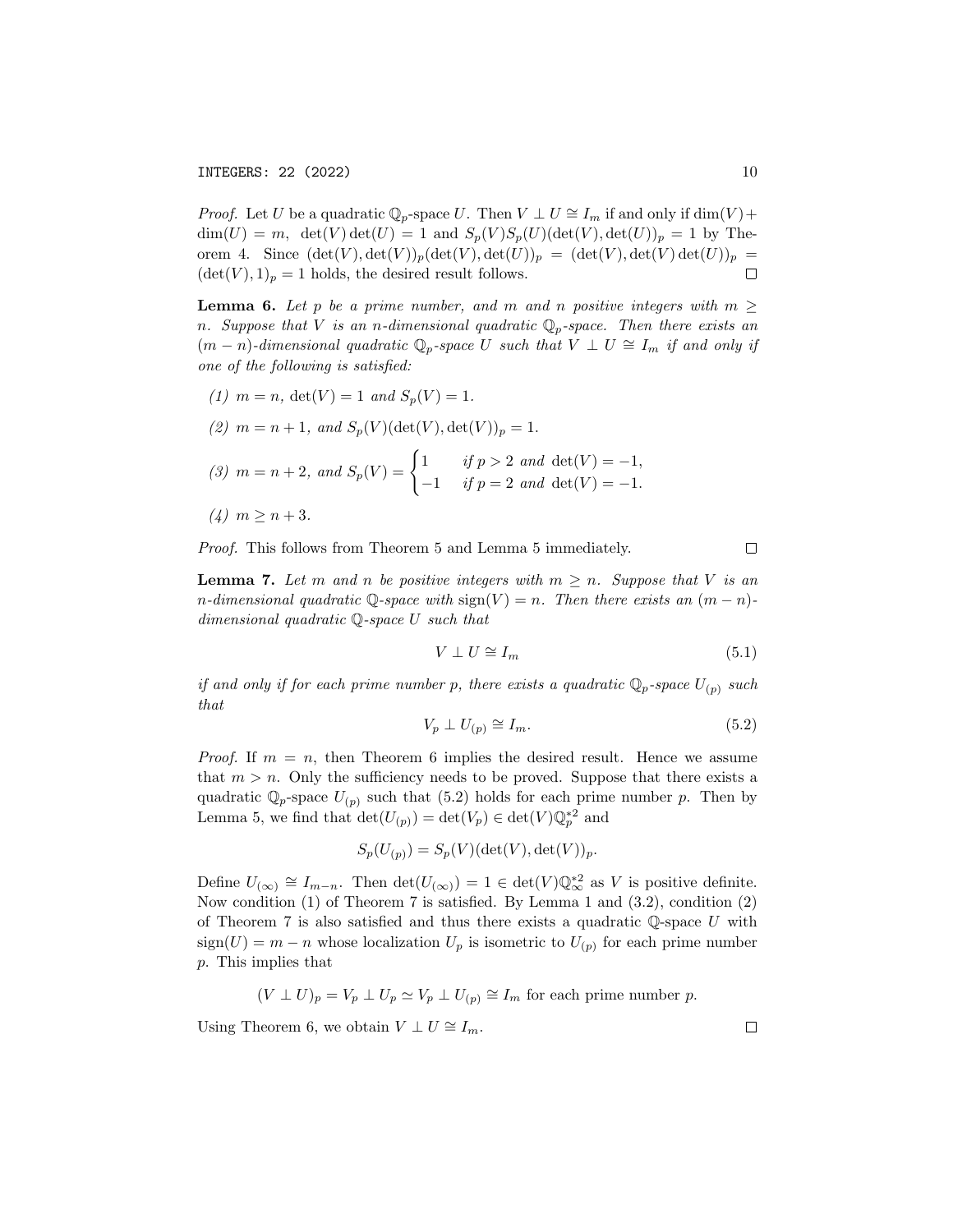*Proof.* Let $U$ be a quadratic $\mathbb{Q}_p$-space $U$. Then $V \perp U \cong I_m$ if and only if $\dim(V) + \dim(U) = m$, $\det(V)\det(U) = 1$ and $S_p(V)S_p(U)(\det(V), \det(U))_p = 1$ by Theorem 4. Since $(\det(V), \det(V))_p(\det(V), \det(U))_p = (\det(V), \det(V)\det(U))_p = (\det(V), 1)_p = 1$ holds, the desired result follows. □

**Lemma 6.** *Let $p$ be a prime number, and $m$ and $n$ positive integers with $m \geq n$. Suppose that $V$ is an $n$-dimensional quadratic $\mathbb{Q}_p$-space. Then there exists an $(m-n)$-dimensional quadratic $\mathbb{Q}_p$-space $U$ such that $V \perp U \cong I_m$ if and only if one of the following is satisfied:*

*(1) $m = n$, $\det(V) = 1$ and $S_p(V) = 1$.*

*(2) $m = n+1$, and $S_p(V)(\det(V), \det(V))_p = 1$.*

*(3) $m = n+2$, and* $S_p(V) = \begin{cases} 1 & \text{if } p > 2 \text{ and } \det(V) = -1, \\ -1 & \text{if } p = 2 \text{ and } \det(V) = -1. \end{cases}$

*(4) $m \geq n+3$.*

*Proof.* This follows from Theorem 5 and Lemma 5 immediately. □

**Lemma 7.** *Let $m$ and $n$ be positive integers with $m \geq n$. Suppose that $V$ is an $n$-dimensional quadratic $\mathbb{Q}$-space with $\operatorname{sign}(V) = n$. Then there exists an $(m-n)$-dimensional quadratic $\mathbb{Q}$-space $U$ such that*

$$V \perp U \cong I_m \tag{5.1}$$

*if and only if for each prime number $p$, there exists a quadratic $\mathbb{Q}_p$-space $U_{(p)}$ such that*

$$V_p \perp U_{(p)} \cong I_m. \tag{5.2}$$

*Proof.* If $m = n$, then Theorem 6 implies the desired result. Hence we assume that $m > n$. Only the sufficiency needs to be proved. Suppose that there exists a quadratic $\mathbb{Q}_p$-space $U_{(p)}$ such that (5.2) holds for each prime number $p$. Then by Lemma 5, we find that $\det(U_{(p)}) = \det(V_p) \in \det(V)\mathbb{Q}_p^{*2}$ and

$$S_p(U_{(p)}) = S_p(V)(\det(V), \det(V))_p.$$

Define $U_{(\infty)} \cong I_{m-n}$. Then $\det(U_{(\infty)}) = 1 \in \det(V)\mathbb{Q}_\infty^{*2}$ as $V$ is positive definite. Now condition (1) of Theorem 7 is satisfied. By Lemma 1 and (3.2), condition (2) of Theorem 7 is also satisfied and thus there exists a quadratic $\mathbb{Q}$-space $U$ with $\operatorname{sign}(U) = m - n$ whose localization $U_p$ is isometric to $U_{(p)}$ for each prime number $p$. This implies that

$$(V \perp U)_p = V_p \perp U_p \simeq V_p \perp U_{(p)} \cong I_m \text{ for each prime number } p.$$

Using Theorem 6, we obtain $V \perp U \cong I_m$. □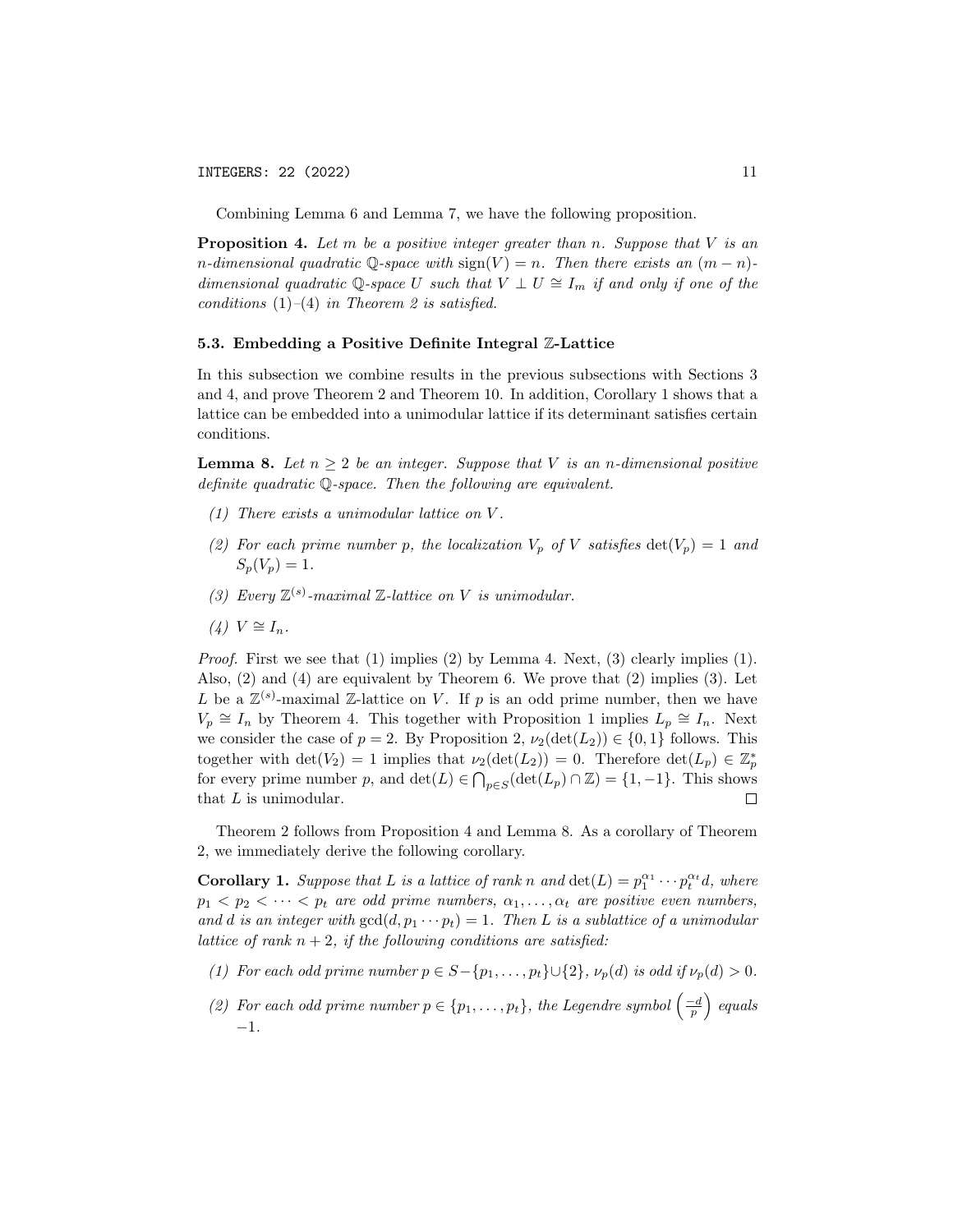Combining Lemma 6 and Lemma 7, we have the following proposition.

**Proposition 4.** *Let $m$ be a positive integer greater than $n$. Suppose that $V$ is an $n$-dimensional quadratic $\mathbb{Q}$-space with $\operatorname{sign}(V) = n$. Then there exists an $(m-n)$-dimensional quadratic $\mathbb{Q}$-space $U$ such that $V \perp U \cong I_m$ if and only if one of the conditions (1)–(4) in Theorem 2 is satisfied.*

### 5.3. Embedding a Positive Definite Integral $\mathbb{Z}$-Lattice

In this subsection we combine results in the previous subsections with Sections 3 and 4, and prove Theorem 2 and Theorem 10. In addition, Corollary 1 shows that a lattice can be embedded into a unimodular lattice if its determinant satisfies certain conditions.

**Lemma 8.** *Let $n \geq 2$ be an integer. Suppose that $V$ is an $n$-dimensional positive definite quadratic $\mathbb{Q}$-space. Then the following are equivalent.*

*(1) There exists a unimodular lattice on $V$.*

*(2) For each prime number $p$, the localization $V_p$ of $V$ satisfies $\det(V_p) = 1$ and $S_p(V_p) = 1$.*

*(3) Every $\mathbb{Z}^{(s)}$-maximal $\mathbb{Z}$-lattice on $V$ is unimodular.*

*(4) $V \cong I_n$.*

*Proof.* First we see that (1) implies (2) by Lemma 4. Next, (3) clearly implies (1). Also, (2) and (4) are equivalent by Theorem 6. We prove that (2) implies (3). Let $L$ be a $\mathbb{Z}^{(s)}$-maximal $\mathbb{Z}$-lattice on $V$. If $p$ is an odd prime number, then we have $V_p \cong I_n$ by Theorem 4. This together with Proposition 1 implies $L_p \cong I_n$. Next we consider the case of $p = 2$. By Proposition 2, $\nu_2(\det(L_2)) \in \{0, 1\}$ follows. This together with $\det(V_2) = 1$ implies that $\nu_2(\det(L_2)) = 0$. Therefore $\det(L_p) \in \mathbb{Z}_p^*$ for every prime number $p$, and $\det(L) \in \bigcap_{p \in S}(\det(L_p) \cap \mathbb{Z}) = \{1, -1\}$. This shows that $L$ is unimodular. $\square$

Theorem 2 follows from Proposition 4 and Lemma 8. As a corollary of Theorem 2, we immediately derive the following corollary.

**Corollary 1.** *Suppose that $L$ is a lattice of rank $n$ and $\det(L) = p_1^{\alpha_1} \cdots p_t^{\alpha_t} d$, where $p_1 < p_2 < \cdots < p_t$ are odd prime numbers, $\alpha_1, \ldots, \alpha_t$ are positive even numbers, and $d$ is an integer with $\gcd(d, p_1 \cdots p_t) = 1$. Then $L$ is a sublattice of a unimodular lattice of rank $n+2$, if the following conditions are satisfied:*

*(1) For each odd prime number $p \in S - \{p_1, \ldots, p_t\} \cup \{2\}$, $\nu_p(d)$ is odd if $\nu_p(d) > 0$.*

*(2) For each odd prime number $p \in \{p_1, \ldots, p_t\}$, the Legendre symbol $\left(\frac{-d}{p}\right)$ equals $-1$.*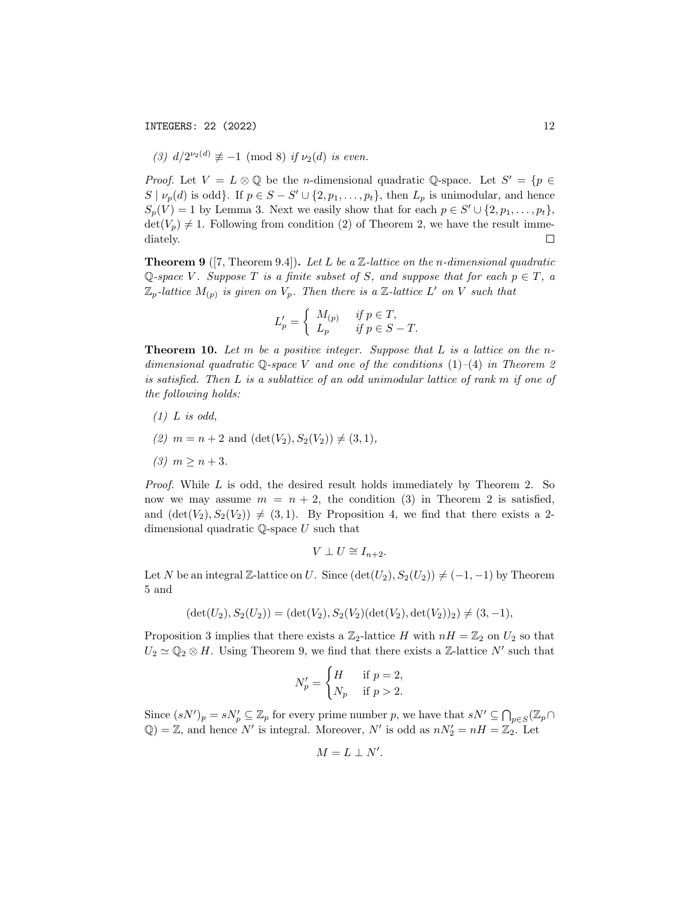(3) $d/2^{\nu_2(d)} \not\equiv -1 \pmod 8$ *if* $\nu_2(d)$ *is even.*

*Proof.* Let $V = L \otimes \mathbb{Q}$ be the $n$-dimensional quadratic $\mathbb{Q}$-space. Let $S' = \{p \in S \mid \nu_p(d) \text{ is odd}\}$. If $p \in S - S' \cup \{2, p_1, \ldots, p_t\}$, then $L_p$ is unimodular, and hence $S_p(V) = 1$ by Lemma 3. Next we easily show that for each $p \in S' \cup \{2, p_1, \ldots, p_t\}$, $\det(V_p) \neq 1$. Following from condition (2) of Theorem 2, we have the result immediately. □

**Theorem 9** ([7, Theorem 9.4])**.** *Let $L$ be a $\mathbb{Z}$-lattice on the $n$-dimensional quadratic $\mathbb{Q}$-space $V$. Suppose $T$ is a finite subset of $S$, and suppose that for each $p \in T$, a $\mathbb{Z}_p$-lattice $M_{(p)}$ is given on $V_p$. Then there is a $\mathbb{Z}$-lattice $L'$ on $V$ such that*

$$L'_p = \begin{cases} M_{(p)} & \text{if } p \in T, \\ L_p & \text{if } p \in S - T. \end{cases}$$

**Theorem 10.** *Let $m$ be a positive integer. Suppose that $L$ is a lattice on the $n$-dimensional quadratic $\mathbb{Q}$-space $V$ and one of the conditions (1)–(4) in Theorem 2 is satisfied. Then $L$ is a sublattice of an odd unimodular lattice of rank $m$ if one of the following holds:*

*(1) $L$ is odd,*

*(2)* $m = n + 2$ and $(\det(V_2), S_2(V_2)) \neq (3, 1)$*,*

*(3) $m \geq n + 3$.*

*Proof.* While $L$ is odd, the desired result holds immediately by Theorem 2. So now we may assume $m = n + 2$, the condition (3) in Theorem 2 is satisfied, and $(\det(V_2), S_2(V_2)) \neq (3, 1)$. By Proposition 4, we find that there exists a 2-dimensional quadratic $\mathbb{Q}$-space $U$ such that

$$V \perp U \cong I_{n+2}.$$

Let $N$ be an integral $\mathbb{Z}$-lattice on $U$. Since $(\det(U_2), S_2(U_2)) \neq (-1, -1)$ by Theorem 5 and

$$(\det(U_2), S_2(U_2)) = (\det(V_2), S_2(V_2)(\det(V_2), \det(V_2))_2) \neq (3, -1),$$

Proposition 3 implies that there exists a $\mathbb{Z}_2$-lattice $H$ with $nH = \mathbb{Z}_2$ on $U_2$ so that $U_2 \simeq \mathbb{Q}_2 \otimes H$. Using Theorem 9, we find that there exists a $\mathbb{Z}$-lattice $N'$ such that

$$N'_p = \begin{cases} H & \text{if } p = 2, \\ N_p & \text{if } p > 2. \end{cases}$$

Since $(sN')_p = sN'_p \subseteq \mathbb{Z}_p$ for every prime number $p$, we have that $sN' \subseteq \bigcap_{p \in S}(\mathbb{Z}_p \cap \mathbb{Q}) = \mathbb{Z}$, and hence $N'$ is integral. Moreover, $N'$ is odd as $nN'_2 = nH = \mathbb{Z}_2$. Let

$$M = L \perp N'.$$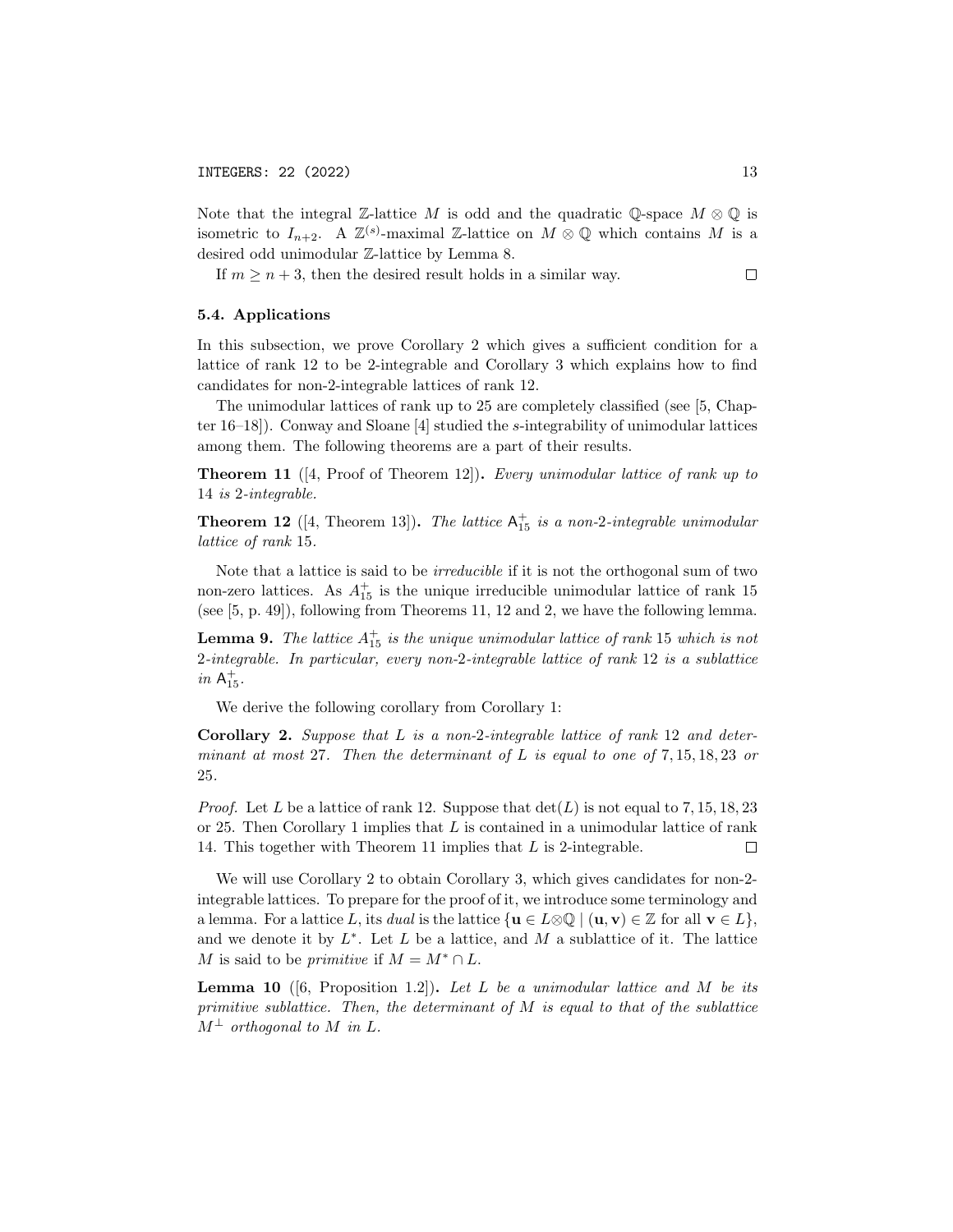Note that the integral $\mathbb{Z}$-lattice $M$ is odd and the quadratic $\mathbb{Q}$-space $M \otimes \mathbb{Q}$ is isometric to $I_{n+2}$. A $\mathbb{Z}^{(s)}$-maximal $\mathbb{Z}$-lattice on $M \otimes \mathbb{Q}$ which contains $M$ is a desired odd unimodular $\mathbb{Z}$-lattice by Lemma 8.

If $m \geq n+3$, then the desired result holds in a similar way. $\square$

### 5.4. Applications

In this subsection, we prove Corollary 2 which gives a sufficient condition for a lattice of rank 12 to be 2-integrable and Corollary 3 which explains how to find candidates for non-2-integrable lattices of rank 12.

The unimodular lattices of rank up to 25 are completely classified (see [5, Chapter 16–18]). Conway and Sloane [4] studied the $s$-integrability of unimodular lattices among them. The following theorems are a part of their results.

**Theorem 11** ([4, Proof of Theorem 12])**.** *Every unimodular lattice of rank up to* 14 *is* 2*-integrable.*

**Theorem 12** ([4, Theorem 13])**.** *The lattice* $\mathsf{A}_{15}^{+}$ *is a non-*2*-integrable unimodular lattice of rank* 15*.*

Note that a lattice is said to be *irreducible* if it is not the orthogonal sum of two non-zero lattices. As $A_{15}^{+}$ is the unique irreducible unimodular lattice of rank 15 (see [5, p. 49]), following from Theorems 11, 12 and 2, we have the following lemma.

**Lemma 9.** *The lattice* $A_{15}^{+}$ *is the unique unimodular lattice of rank* 15 *which is not* 2*-integrable. In particular, every non-*2*-integrable lattice of rank* 12 *is a sublattice in* $\mathsf{A}_{15}^{+}$*.*

We derive the following corollary from Corollary 1:

**Corollary 2.** *Suppose that* $L$ *is a non-*2*-integrable lattice of rank* 12 *and determinant at most* 27*. Then the determinant of* $L$ *is equal to one of* 7, 15, 18, 23 *or* 25*.*

*Proof.* Let $L$ be a lattice of rank 12. Suppose that $\det(L)$ is not equal to 7, 15, 18, 23 or 25. Then Corollary 1 implies that $L$ is contained in a unimodular lattice of rank 14. This together with Theorem 11 implies that $L$ is 2-integrable. $\square$

We will use Corollary 2 to obtain Corollary 3, which gives candidates for non-2-integrable lattices. To prepare for the proof of it, we introduce some terminology and a lemma. For a lattice $L$, its *dual* is the lattice $\{\mathbf{u} \in L \otimes \mathbb{Q} \mid (\mathbf{u}, \mathbf{v}) \in \mathbb{Z} \text{ for all } \mathbf{v} \in L\}$, and we denote it by $L^{*}$. Let $L$ be a lattice, and $M$ a sublattice of it. The lattice $M$ is said to be *primitive* if $M = M^{*} \cap L$.

**Lemma 10** ([6, Proposition 1.2])**.** *Let* $L$ *be a unimodular lattice and* $M$ *be its primitive sublattice. Then, the determinant of* $M$ *is equal to that of the sublattice* $M^{\perp}$ *orthogonal to* $M$ *in* $L$*.*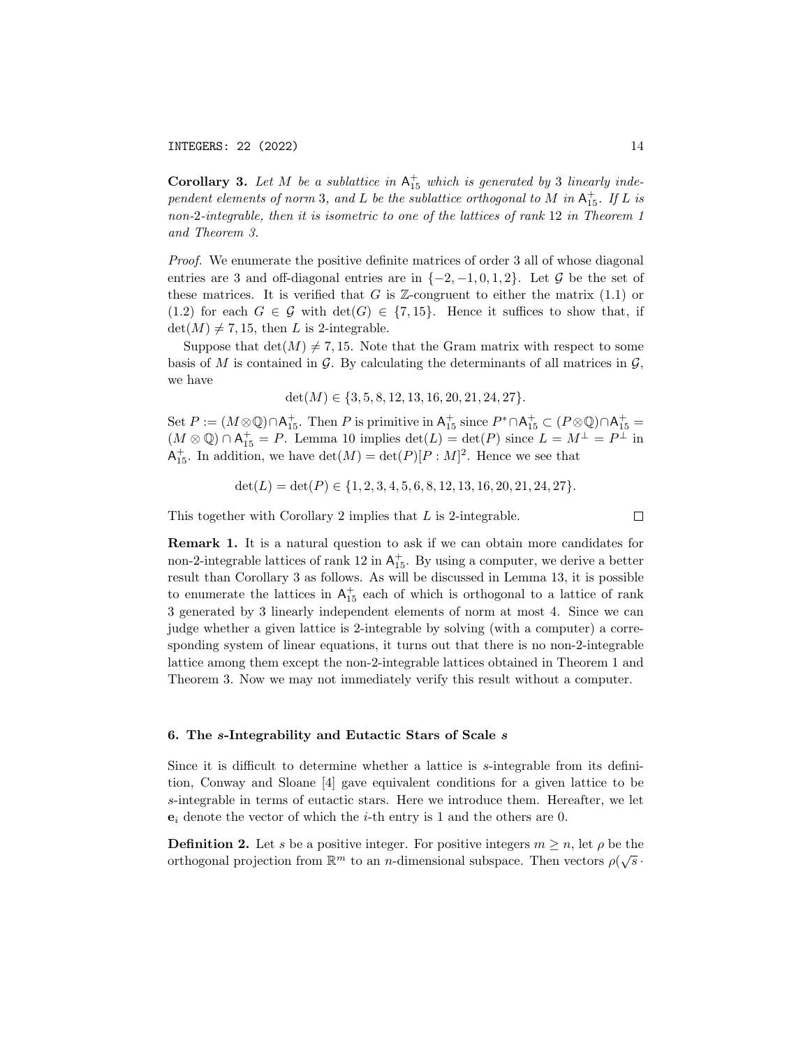**Corollary 3.** *Let $M$ be a sublattice in $\mathsf{A}_{15}^+$ which is generated by 3 linearly independent elements of norm 3, and $L$ be the sublattice orthogonal to $M$ in $\mathsf{A}_{15}^+$. If $L$ is non-2-integrable, then it is isometric to one of the lattices of rank 12 in Theorem 1 and Theorem 3.*

*Proof.* We enumerate the positive definite matrices of order 3 all of whose diagonal entries are 3 and off-diagonal entries are in $\{-2,-1,0,1,2\}$. Let $\mathcal{G}$ be the set of these matrices. It is verified that $G$ is $\mathbb{Z}$-congruent to either the matrix (1.1) or (1.2) for each $G \in \mathcal{G}$ with $\det(G) \in \{7, 15\}$. Hence it suffices to show that, if $\det(M) \neq 7, 15$, then $L$ is 2-integrable.

Suppose that $\det(M) \neq 7, 15$. Note that the Gram matrix with respect to some basis of $M$ is contained in $\mathcal{G}$. By calculating the determinants of all matrices in $\mathcal{G}$, we have

$$\det(M) \in \{3, 5, 8, 12, 13, 16, 20, 21, 24, 27\}.$$

Set $P := (M \otimes \mathbb{Q}) \cap \mathsf{A}_{15}^+$. Then $P$ is primitive in $\mathsf{A}_{15}^+$ since $P^* \cap \mathsf{A}_{15}^+ \subset (P \otimes \mathbb{Q}) \cap \mathsf{A}_{15}^+ = (M \otimes \mathbb{Q}) \cap \mathsf{A}_{15}^+ = P$. Lemma 10 implies $\det(L) = \det(P)$ since $L = M^\perp = P^\perp$ in $\mathsf{A}_{15}^+$. In addition, we have $\det(M) = \det(P)[P : M]^2$. Hence we see that

$$\det(L) = \det(P) \in \{1, 2, 3, 4, 5, 6, 8, 12, 13, 16, 20, 21, 24, 27\}.$$

This together with Corollary 2 implies that $L$ is 2-integrable. $\square$

**Remark 1.** It is a natural question to ask if we can obtain more candidates for non-2-integrable lattices of rank 12 in $\mathsf{A}_{15}^+$. By using a computer, we derive a better result than Corollary 3 as follows. As will be discussed in Lemma 13, it is possible to enumerate the lattices in $\mathsf{A}_{15}^+$ each of which is orthogonal to a lattice of rank 3 generated by 3 linearly independent elements of norm at most 4. Since we can judge whether a given lattice is 2-integrable by solving (with a computer) a corresponding system of linear equations, it turns out that there is no non-2-integrable lattice among them except the non-2-integrable lattices obtained in Theorem 1 and Theorem 3. Now we may not immediately verify this result without a computer.

## 6. The $s$-Integrability and Eutactic Stars of Scale $s$

Since it is difficult to determine whether a lattice is $s$-integrable from its definition, Conway and Sloane [4] gave equivalent conditions for a given lattice to be $s$-integrable in terms of eutactic stars. Here we introduce them. Hereafter, we let $\mathbf{e}_i$ denote the vector of which the $i$-th entry is 1 and the others are 0.

**Definition 2.** Let $s$ be a positive integer. For positive integers $m \geq n$, let $\rho$ be the orthogonal projection from $\mathbb{R}^m$ to an $n$-dimensional subspace. Then vectors $\rho(\sqrt{s} \cdot$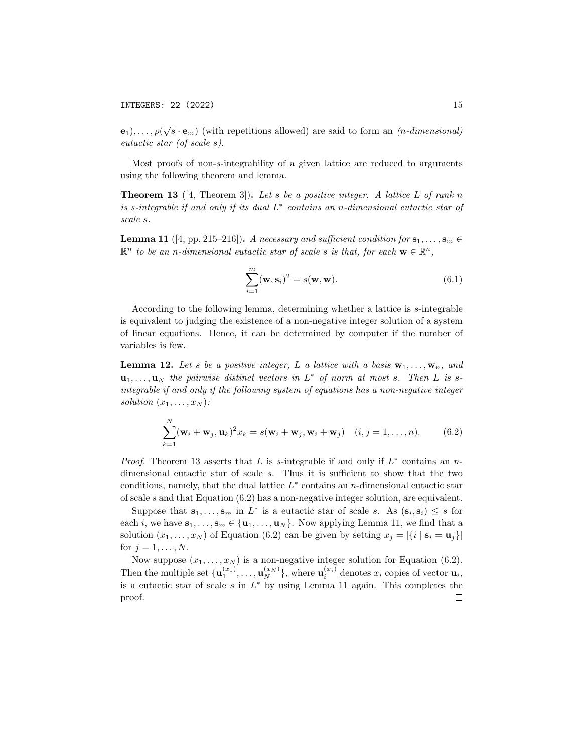$\mathbf{e}_1), \ldots, \rho(\sqrt{s} \cdot \mathbf{e}_m)$ (with repetitions allowed) are said to form an *(n-dimensional) eutactic star (of scale s)*.

Most proofs of non-$s$-integrability of a given lattice are reduced to arguments using the following theorem and lemma.

**Theorem 13** ([4, Theorem 3]). *Let $s$ be a positive integer. A lattice $L$ of rank $n$ is $s$-integrable if and only if its dual $L^*$ contains an $n$-dimensional eutactic star of scale $s$.*

**Lemma 11** ([4, pp. 215–216]). *A necessary and sufficient condition for $\mathbf{s}_1, \ldots, \mathbf{s}_m \in \mathbb{R}^n$ to be an $n$-dimensional eutactic star of scale $s$ is that, for each $\mathbf{w} \in \mathbb{R}^n$,*

$$\sum_{i=1}^{m} (\mathbf{w}, \mathbf{s}_i)^2 = s(\mathbf{w}, \mathbf{w}). \tag{6.1}$$

According to the following lemma, determining whether a lattice is $s$-integrable is equivalent to judging the existence of a non-negative integer solution of a system of linear equations. Hence, it can be determined by computer if the number of variables is few.

**Lemma 12.** *Let $s$ be a positive integer, $L$ a lattice with a basis $\mathbf{w}_1, \ldots, \mathbf{w}_n$, and $\mathbf{u}_1, \ldots, \mathbf{u}_N$ the pairwise distinct vectors in $L^*$ of norm at most $s$. Then $L$ is $s$-integrable if and only if the following system of equations has a non-negative integer solution $(x_1, \ldots, x_N)$:*

$$\sum_{k=1}^{N} (\mathbf{w}_i + \mathbf{w}_j, \mathbf{u}_k)^2 x_k = s(\mathbf{w}_i + \mathbf{w}_j, \mathbf{w}_i + \mathbf{w}_j) \quad (i, j = 1, \ldots, n). \tag{6.2}$$

*Proof.* Theorem 13 asserts that $L$ is $s$-integrable if and only if $L^*$ contains an $n$-dimensional eutactic star of scale $s$. Thus it is sufficient to show that the two conditions, namely, that the dual lattice $L^*$ contains an $n$-dimensional eutactic star of scale $s$ and that Equation (6.2) has a non-negative integer solution, are equivalent.

Suppose that $\mathbf{s}_1, \ldots, \mathbf{s}_m$ in $L^*$ is a eutactic star of scale $s$. As $(\mathbf{s}_i, \mathbf{s}_i) \leq s$ for each $i$, we have $\mathbf{s}_1, \ldots, \mathbf{s}_m \in \{\mathbf{u}_1, \ldots, \mathbf{u}_N\}$. Now applying Lemma 11, we find that a solution $(x_1, \ldots, x_N)$ of Equation (6.2) can be given by setting $x_j = |\{i \mid \mathbf{s}_i = \mathbf{u}_j\}|$ for $j = 1, \ldots, N$.

Now suppose $(x_1, \ldots, x_N)$ is a non-negative integer solution for Equation (6.2). Then the multiple set $\{\mathbf{u}_1^{(x_1)}, \ldots, \mathbf{u}_N^{(x_N)}\}$, where $\mathbf{u}_i^{(x_i)}$ denotes $x_i$ copies of vector $\mathbf{u}_i$, is a eutactic star of scale $s$ in $L^*$ by using Lemma 11 again. This completes the proof. $\square$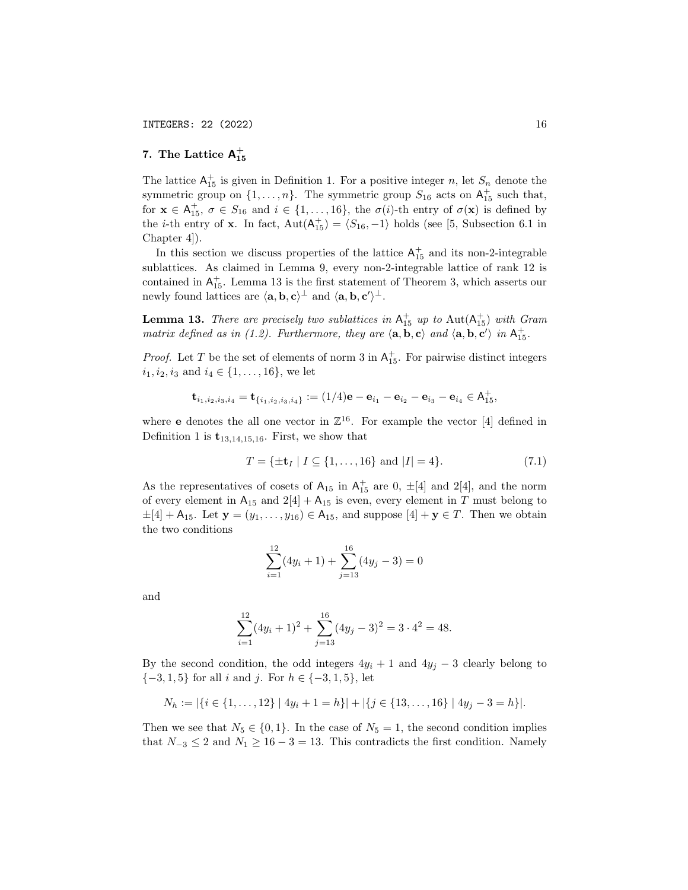## 7. The Lattice $\mathsf{A}_{15}^{+}$

The lattice $\mathsf{A}_{15}^{+}$ is given in Definition 1. For a positive integer $n$, let $S_n$ denote the symmetric group on $\{1, \ldots, n\}$. The symmetric group $S_{16}$ acts on $\mathsf{A}_{15}^{+}$ such that, for $\mathbf{x} \in \mathsf{A}_{15}^{+}$, $\sigma \in S_{16}$ and $i \in \{1, \ldots, 16\}$, the $\sigma(i)$-th entry of $\sigma(\mathbf{x})$ is defined by the $i$-th entry of $\mathbf{x}$. In fact, $\mathrm{Aut}(\mathsf{A}_{15}^{+}) = \langle S_{16}, -1 \rangle$ holds (see [5, Subsection 6.1 in Chapter 4]).

In this section we discuss properties of the lattice $\mathsf{A}_{15}^{+}$ and its non-2-integrable sublattices. As claimed in Lemma 9, every non-2-integrable lattice of rank 12 is contained in $\mathsf{A}_{15}^{+}$. Lemma 13 is the first statement of Theorem 3, which asserts our newly found lattices are $\langle \mathbf{a}, \mathbf{b}, \mathbf{c} \rangle^{\perp}$ and $\langle \mathbf{a}, \mathbf{b}, \mathbf{c}' \rangle^{\perp}$.

**Lemma 13.** *There are precisely two sublattices in $\mathsf{A}_{15}^{+}$ up to $\mathrm{Aut}(\mathsf{A}_{15}^{+})$ with Gram matrix defined as in (1.2). Furthermore, they are $\langle \mathbf{a}, \mathbf{b}, \mathbf{c} \rangle$ and $\langle \mathbf{a}, \mathbf{b}, \mathbf{c}' \rangle$ in $\mathsf{A}_{15}^{+}$.*

*Proof.* Let $T$ be the set of elements of norm 3 in $\mathsf{A}_{15}^{+}$. For pairwise distinct integers $i_1, i_2, i_3$ and $i_4 \in \{1, \ldots, 16\}$, we let

$$\mathbf{t}_{i_1,i_2,i_3,i_4} = \mathbf{t}_{\{i_1,i_2,i_3,i_4\}} := (1/4)\mathbf{e} - \mathbf{e}_{i_1} - \mathbf{e}_{i_2} - \mathbf{e}_{i_3} - \mathbf{e}_{i_4} \in \mathsf{A}_{15}^{+},$$

where $\mathbf{e}$ denotes the all one vector in $\mathbb{Z}^{16}$. For example the vector $[4]$ defined in Definition 1 is $\mathbf{t}_{13,14,15,16}$. First, we show that

$$T = \{\pm \mathbf{t}_I \mid I \subseteq \{1, \ldots, 16\} \text{ and } |I| = 4\}. \tag{7.1}$$

As the representatives of cosets of $\mathsf{A}_{15}$ in $\mathsf{A}_{15}^{+}$ are $0$, $\pm[4]$ and $2[4]$, and the norm of every element in $\mathsf{A}_{15}$ and $2[4] + \mathsf{A}_{15}$ is even, every element in $T$ must belong to $\pm[4] + \mathsf{A}_{15}$. Let $\mathbf{y} = (y_1, \ldots, y_{16}) \in \mathsf{A}_{15}$, and suppose $[4] + \mathbf{y} \in T$. Then we obtain the two conditions

$$\sum_{i=1}^{12} (4y_i + 1) + \sum_{j=13}^{16} (4y_j - 3) = 0$$

and

$$\sum_{i=1}^{12} (4y_i + 1)^2 + \sum_{j=13}^{16} (4y_j - 3)^2 = 3 \cdot 4^2 = 48.$$

By the second condition, the odd integers $4y_i + 1$ and $4y_j - 3$ clearly belong to $\{-3, 1, 5\}$ for all $i$ and $j$. For $h \in \{-3, 1, 5\}$, let

$$N_h := |\{i \in \{1, \ldots, 12\} \mid 4y_i + 1 = h\}| + |\{j \in \{13, \ldots, 16\} \mid 4y_j - 3 = h\}|.$$

Then we see that $N_5 \in \{0, 1\}$. In the case of $N_5 = 1$, the second condition implies that $N_{-3} \leq 2$ and $N_1 \geq 16 - 3 = 13$. This contradicts the first condition. Namely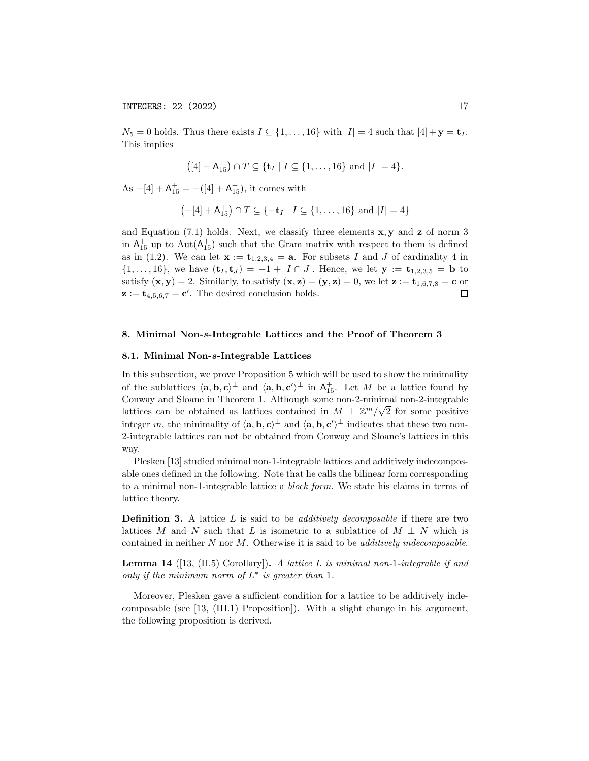$N_5 = 0$ holds. Thus there exists $I \subseteq \{1, \dots, 16\}$ with $|I| = 4$ such that $[4] + \mathbf{y} = \mathbf{t}_I$. This implies

$$\left([4] + \mathsf{A}_{15}^+\right) \cap T \subseteq \{\mathbf{t}_I \mid I \subseteq \{1, \dots, 16\} \text{ and } |I| = 4\}.$$

As $-[4] + \mathsf{A}_{15}^+ = -([4] + \mathsf{A}_{15}^+)$, it comes with

$$\left(-[4] + \mathsf{A}_{15}^+\right) \cap T \subseteq \{-\mathbf{t}_I \mid I \subseteq \{1, \dots, 16\} \text{ and } |I| = 4\}$$

and Equation (7.1) holds. Next, we classify three elements $\mathbf{x}, \mathbf{y}$ and $\mathbf{z}$ of norm 3 in $\mathsf{A}_{15}^+$ up to $\mathrm{Aut}(\mathsf{A}_{15}^+)$ such that the Gram matrix with respect to them is defined as in (1.2). We can let $\mathbf{x} := \mathbf{t}_{1,2,3,4} = \mathbf{a}$. For subsets $I$ and $J$ of cardinality 4 in $\{1, \dots, 16\}$, we have $(\mathbf{t}_I, \mathbf{t}_J) = -1 + |I \cap J|$. Hence, we let $\mathbf{y} := \mathbf{t}_{1,2,3,5} = \mathbf{b}$ to satisfy $(\mathbf{x}, \mathbf{y}) = 2$. Similarly, to satisfy $(\mathbf{x}, \mathbf{z}) = (\mathbf{y}, \mathbf{z}) = 0$, we let $\mathbf{z} := \mathbf{t}_{1,6,7,8} = \mathbf{c}$ or $\mathbf{z} := \mathbf{t}_{4,5,6,7} = \mathbf{c}'$. The desired conclusion holds. $\square$

## 8. Minimal Non-$s$-Integrable Lattices and the Proof of Theorem 3

### 8.1. Minimal Non-$s$-Integrable Lattices

In this subsection, we prove Proposition 5 which will be used to show the minimality of the sublattices $\langle \mathbf{a}, \mathbf{b}, \mathbf{c} \rangle^\perp$ and $\langle \mathbf{a}, \mathbf{b}, \mathbf{c}' \rangle^\perp$ in $\mathsf{A}_{15}^+$. Let $M$ be a lattice found by Conway and Sloane in Theorem 1. Although some non-2-minimal non-2-integrable lattices can be obtained as lattices contained in $M \perp \mathbb{Z}^m/\sqrt{2}$ for some positive integer $m$, the minimality of $\langle \mathbf{a}, \mathbf{b}, \mathbf{c} \rangle^\perp$ and $\langle \mathbf{a}, \mathbf{b}, \mathbf{c}' \rangle^\perp$ indicates that these two non-2-integrable lattices can not be obtained from Conway and Sloane's lattices in this way.

Plesken [13] studied minimal non-1-integrable lattices and additively indecomposable ones defined in the following. Note that he calls the bilinear form corresponding to a minimal non-1-integrable lattice a *block form*. We state his claims in terms of lattice theory.

**Definition 3.** A lattice $L$ is said to be *additively decomposable* if there are two lattices $M$ and $N$ such that $L$ is isometric to a sublattice of $M \perp N$ which is contained in neither $N$ nor $M$. Otherwise it is said to be *additively indecomposable*.

**Lemma 14** ([13, (II.5) Corollary]). *A lattice $L$ is minimal non-1-integrable if and only if the minimum norm of $L^*$ is greater than 1.*

Moreover, Plesken gave a sufficient condition for a lattice to be additively indecomposable (see [13, (III.1) Proposition]). With a slight change in his argument, the following proposition is derived.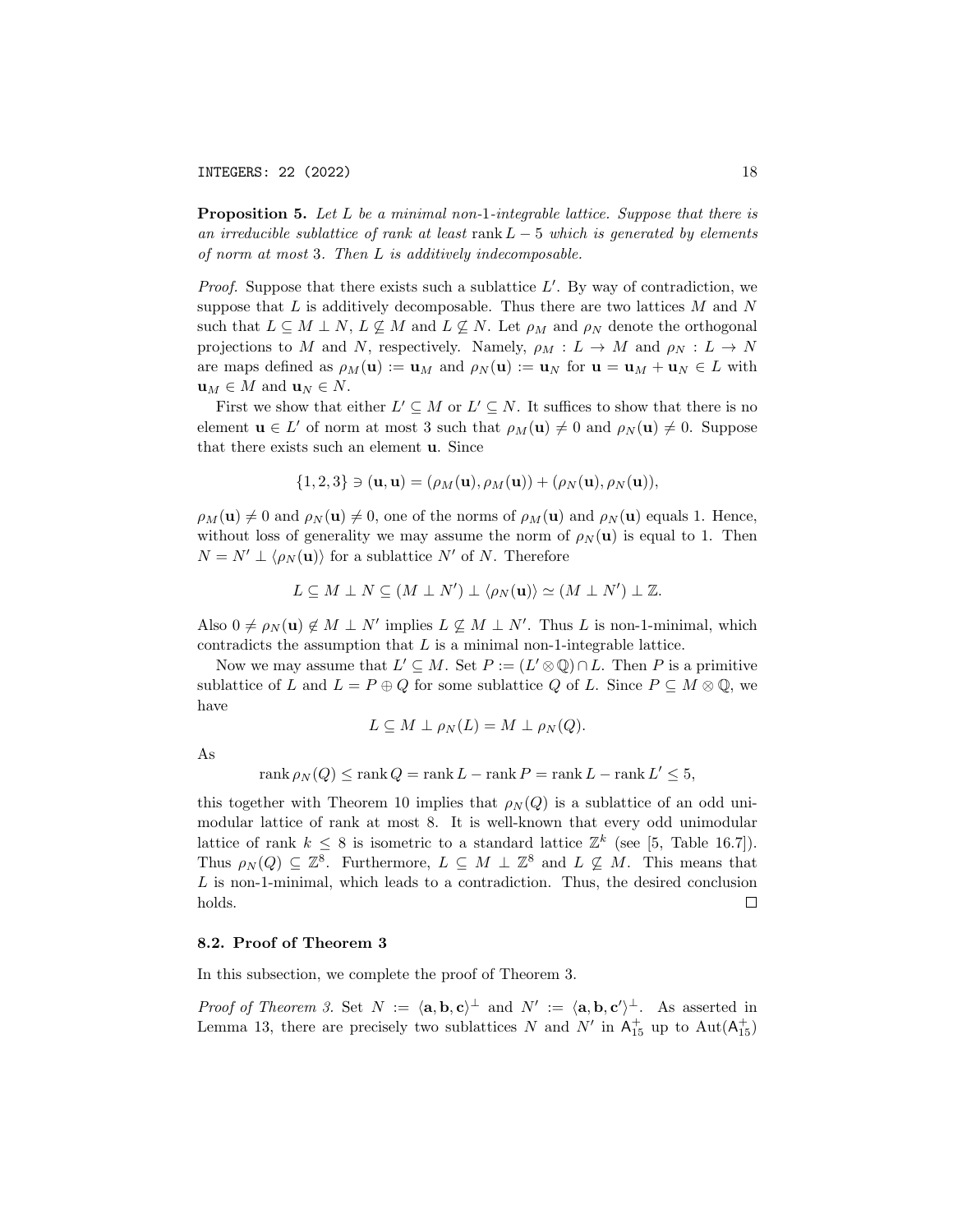**Proposition 5.** *Let $L$ be a minimal non-1-integrable lattice. Suppose that there is an irreducible sublattice of rank at least $\operatorname{rank} L - 5$ which is generated by elements of norm at most 3. Then $L$ is additively indecomposable.*

*Proof.* Suppose that there exists such a sublattice $L'$. By way of contradiction, we suppose that $L$ is additively decomposable. Thus there are two lattices $M$ and $N$ such that $L \subseteq M \perp N$, $L \not\subseteq M$ and $L \not\subseteq N$. Let $\rho_M$ and $\rho_N$ denote the orthogonal projections to $M$ and $N$, respectively. Namely, $\rho_M : L \to M$ and $\rho_N : L \to N$ are maps defined as $\rho_M(\mathbf{u}) := \mathbf{u}_M$ and $\rho_N(\mathbf{u}) := \mathbf{u}_N$ for $\mathbf{u} = \mathbf{u}_M + \mathbf{u}_N \in L$ with $\mathbf{u}_M \in M$ and $\mathbf{u}_N \in N$.

First we show that either $L' \subseteq M$ or $L' \subseteq N$. It suffices to show that there is no element $\mathbf{u} \in L'$ of norm at most 3 such that $\rho_M(\mathbf{u}) \neq 0$ and $\rho_N(\mathbf{u}) \neq 0$. Suppose that there exists such an element $\mathbf{u}$. Since

$$\{1, 2, 3\} \ni (\mathbf{u}, \mathbf{u}) = (\rho_M(\mathbf{u}), \rho_M(\mathbf{u})) + (\rho_N(\mathbf{u}), \rho_N(\mathbf{u})),$$

$\rho_M(\mathbf{u}) \neq 0$ and $\rho_N(\mathbf{u}) \neq 0$, one of the norms of $\rho_M(\mathbf{u})$ and $\rho_N(\mathbf{u})$ equals 1. Hence, without loss of generality we may assume the norm of $\rho_N(\mathbf{u})$ is equal to 1. Then $N = N' \perp \langle \rho_N(\mathbf{u}) \rangle$ for a sublattice $N'$ of $N$. Therefore

$$L \subseteq M \perp N \subseteq (M \perp N') \perp \langle \rho_N(\mathbf{u}) \rangle \simeq (M \perp N') \perp \mathbb{Z}.$$

Also $0 \neq \rho_N(\mathbf{u}) \notin M \perp N'$ implies $L \not\subseteq M \perp N'$. Thus $L$ is non-1-minimal, which contradicts the assumption that $L$ is a minimal non-1-integrable lattice.

Now we may assume that $L' \subseteq M$. Set $P := (L' \otimes \mathbb{Q}) \cap L$. Then $P$ is a primitive sublattice of $L$ and $L = P \oplus Q$ for some sublattice $Q$ of $L$. Since $P \subseteq M \otimes \mathbb{Q}$, we have

$$L \subseteq M \perp \rho_N(L) = M \perp \rho_N(Q).$$

As

$$\operatorname{rank} \rho_N(Q) \leq \operatorname{rank} Q = \operatorname{rank} L - \operatorname{rank} P = \operatorname{rank} L - \operatorname{rank} L' \leq 5,$$

this together with Theorem 10 implies that $\rho_N(Q)$ is a sublattice of an odd unimodular lattice of rank at most 8. It is well-known that every odd unimodular lattice of rank $k \leq 8$ is isometric to a standard lattice $\mathbb{Z}^k$ (see [5, Table 16.7]). Thus $\rho_N(Q) \subseteq \mathbb{Z}^8$. Furthermore, $L \subseteq M \perp \mathbb{Z}^8$ and $L \not\subseteq M$. This means that $L$ is non-1-minimal, which leads to a contradiction. Thus, the desired conclusion holds. $\square$

### 8.2. Proof of Theorem 3

In this subsection, we complete the proof of Theorem 3.

*Proof of Theorem 3.* Set $N := \langle \mathbf{a}, \mathbf{b}, \mathbf{c} \rangle^{\perp}$ and $N' := \langle \mathbf{a}, \mathbf{b}, \mathbf{c}' \rangle^{\perp}$. As asserted in Lemma 13, there are precisely two sublattices $N$ and $N'$ in $\mathsf{A}_{15}^{+}$ up to $\operatorname{Aut}(\mathsf{A}_{15}^{+})$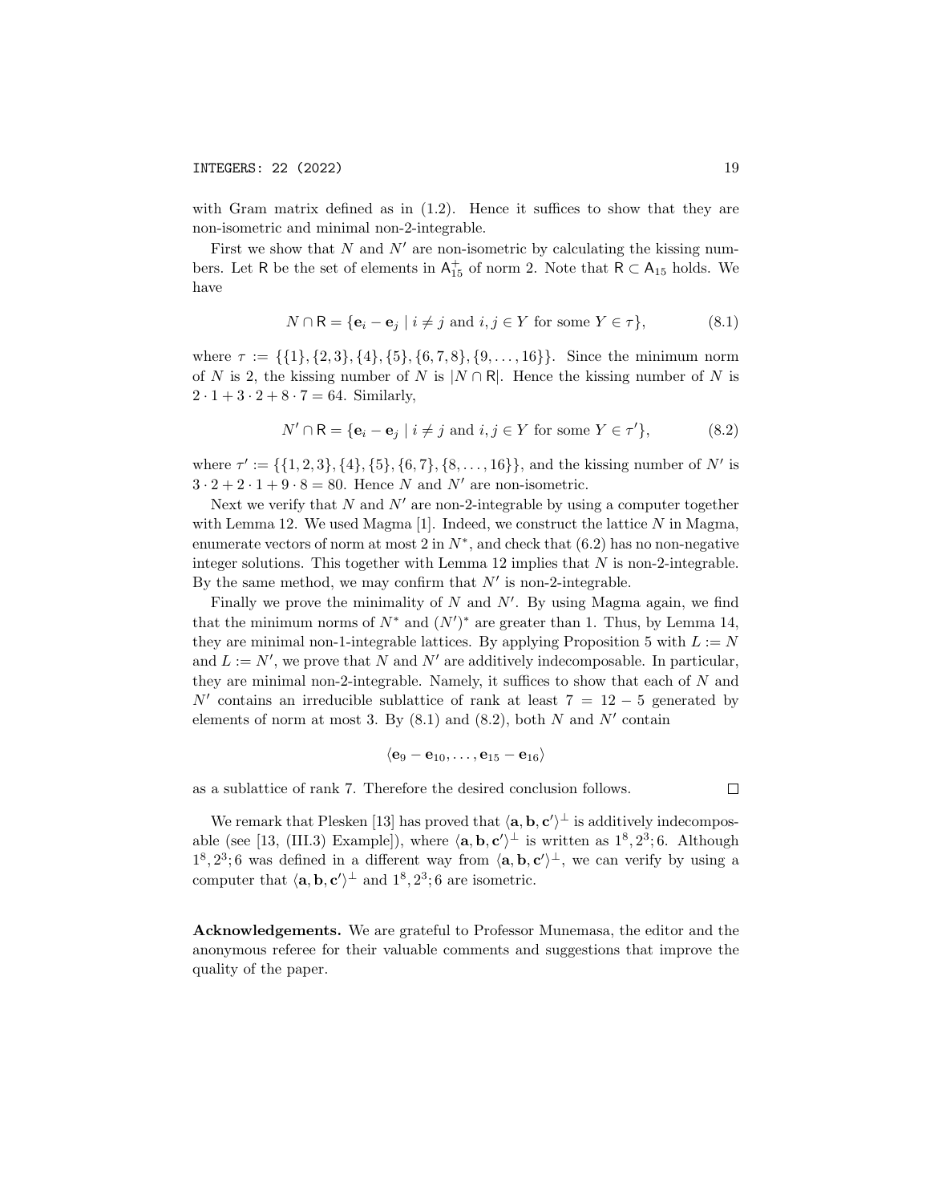with Gram matrix defined as in (1.2). Hence it suffices to show that they are non-isometric and minimal non-2-integrable.

First we show that $N$ and $N'$ are non-isometric by calculating the kissing numbers. Let $\mathsf{R}$ be the set of elements in $\mathsf{A}_{15}^+$ of norm 2. Note that $\mathsf{R} \subset \mathsf{A}_{15}$ holds. We have

$$N \cap \mathsf{R} = \{\mathbf{e}_i - \mathbf{e}_j \mid i \neq j \text{ and } i, j \in Y \text{ for some } Y \in \tau\}, \tag{8.1}$$

where $\tau := \{\{1\}, \{2, 3\}, \{4\}, \{5\}, \{6, 7, 8\}, \{9, \ldots, 16\}\}$. Since the minimum norm of $N$ is 2, the kissing number of $N$ is $|N \cap \mathsf{R}|$. Hence the kissing number of $N$ is $2 \cdot 1 + 3 \cdot 2 + 8 \cdot 7 = 64$. Similarly,

$$N' \cap \mathsf{R} = \{\mathbf{e}_i - \mathbf{e}_j \mid i \neq j \text{ and } i, j \in Y \text{ for some } Y \in \tau'\}, \tag{8.2}$$

where $\tau' := \{\{1, 2, 3\}, \{4\}, \{5\}, \{6, 7\}, \{8, \ldots, 16\}\}$, and the kissing number of $N'$ is $3 \cdot 2 + 2 \cdot 1 + 9 \cdot 8 = 80$. Hence $N$ and $N'$ are non-isometric.

Next we verify that $N$ and $N'$ are non-2-integrable by using a computer together with Lemma 12. We used Magma [1]. Indeed, we construct the lattice $N$ in Magma, enumerate vectors of norm at most 2 in $N^*$, and check that (6.2) has no non-negative integer solutions. This together with Lemma 12 implies that $N$ is non-2-integrable. By the same method, we may confirm that $N'$ is non-2-integrable.

Finally we prove the minimality of $N$ and $N'$. By using Magma again, we find that the minimum norms of $N^*$ and $(N')^*$ are greater than 1. Thus, by Lemma 14, they are minimal non-1-integrable lattices. By applying Proposition 5 with $L := N$ and $L := N'$, we prove that $N$ and $N'$ are additively indecomposable. In particular, they are minimal non-2-integrable. Namely, it suffices to show that each of $N$ and $N'$ contains an irreducible sublattice of rank at least $7 = 12 - 5$ generated by elements of norm at most 3. By (8.1) and (8.2), both $N$ and $N'$ contain

$$\langle \mathbf{e}_9 - \mathbf{e}_{10}, \ldots, \mathbf{e}_{15} - \mathbf{e}_{16} \rangle$$

as a sublattice of rank 7. Therefore the desired conclusion follows. □

We remark that Plesken [13] has proved that $\langle \mathbf{a}, \mathbf{b}, \mathbf{c}' \rangle^\perp$ is additively indecomposable (see [13, (III.3) Example]), where $\langle \mathbf{a}, \mathbf{b}, \mathbf{c}' \rangle^\perp$ is written as $1^8, 2^3; 6$. Although $1^8, 2^3; 6$ was defined in a different way from $\langle \mathbf{a}, \mathbf{b}, \mathbf{c}' \rangle^\perp$, we can verify by using a computer that $\langle \mathbf{a}, \mathbf{b}, \mathbf{c}' \rangle^\perp$ and $1^8, 2^3; 6$ are isometric.

**Acknowledgements.** We are grateful to Professor Munemasa, the editor and the anonymous referee for their valuable comments and suggestions that improve the quality of the paper.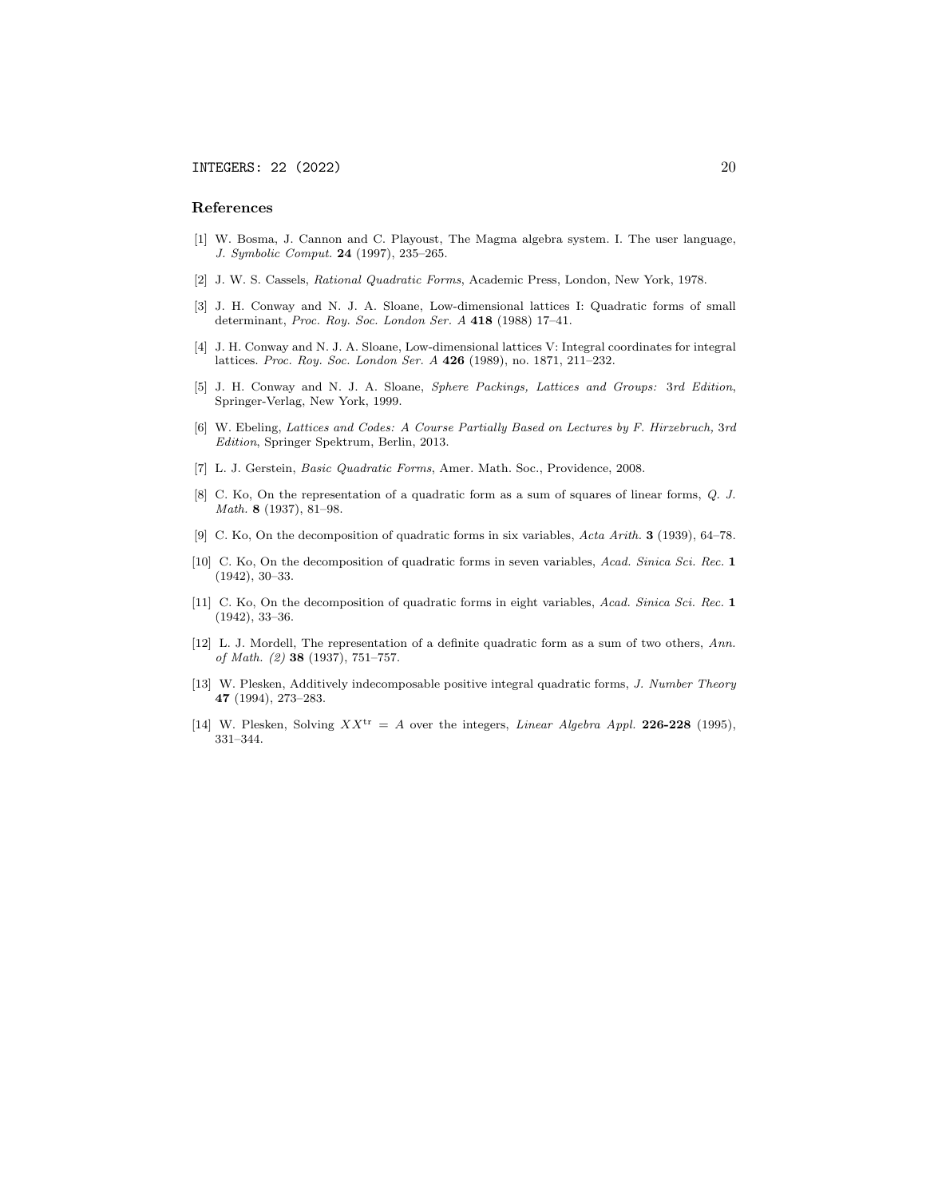## References

[1] W. Bosma, J. Cannon and C. Playoust, The Magma algebra system. I. The user language, *J. Symbolic Comput.* **24** (1997), 235–265.

[2] J. W. S. Cassels, *Rational Quadratic Forms*, Academic Press, London, New York, 1978.

[3] J. H. Conway and N. J. A. Sloane, Low-dimensional lattices I: Quadratic forms of small determinant, *Proc. Roy. Soc. London Ser. A* **418** (1988) 17–41.

[4] J. H. Conway and N. J. A. Sloane, Low-dimensional lattices V: Integral coordinates for integral lattices. *Proc. Roy. Soc. London Ser. A* **426** (1989), no. 1871, 211–232.

[5] J. H. Conway and N. J. A. Sloane, *Sphere Packings, Lattices and Groups: 3rd Edition*, Springer-Verlag, New York, 1999.

[6] W. Ebeling, *Lattices and Codes: A Course Partially Based on Lectures by F. Hirzebruch, 3rd Edition*, Springer Spektrum, Berlin, 2013.

[7] L. J. Gerstein, *Basic Quadratic Forms*, Amer. Math. Soc., Providence, 2008.

[8] C. Ko, On the representation of a quadratic form as a sum of squares of linear forms, *Q. J. Math.* **8** (1937), 81–98.

[9] C. Ko, On the decomposition of quadratic forms in six variables, *Acta Arith.* **3** (1939), 64–78.

[10] C. Ko, On the decomposition of quadratic forms in seven variables, *Acad. Sinica Sci. Rec.* **1** (1942), 30–33.

[11] C. Ko, On the decomposition of quadratic forms in eight variables, *Acad. Sinica Sci. Rec.* **1** (1942), 33–36.

[12] L. J. Mordell, The representation of a definite quadratic form as a sum of two others, *Ann. of Math. (2)* **38** (1937), 751–757.

[13] W. Plesken, Additively indecomposable positive integral quadratic forms, *J. Number Theory* **47** (1994), 273–283.

[14] W. Plesken, Solving $XX^{\mathrm{tr}} = A$ over the integers, *Linear Algebra Appl.* **226-228** (1995), 331–344.